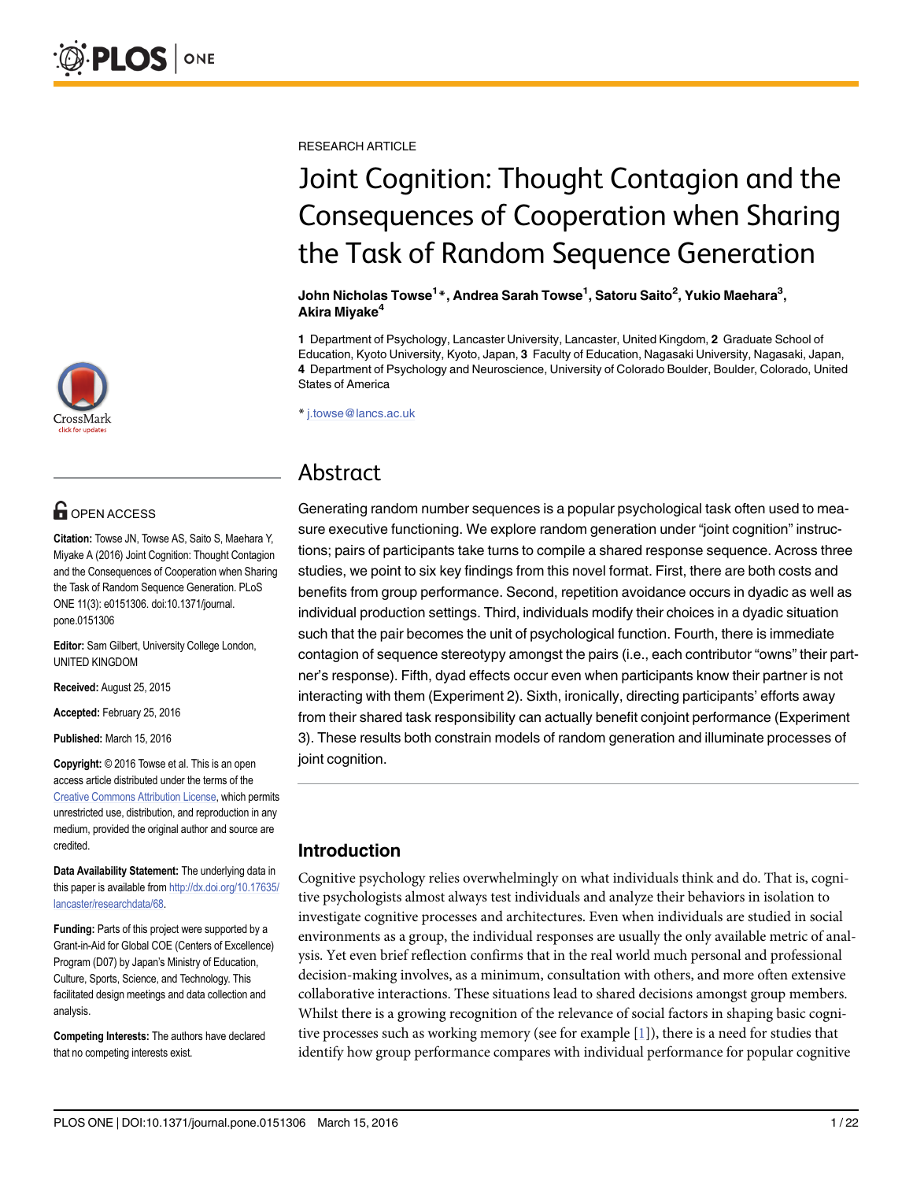RESEARCH ARTICLE

# Joint Cognition: Thought Contagion and the Consequences of Cooperation when Sharing the Task of Random Sequence Generation

**John Nicholas Towse[1]*, Andrea Sarah Towse[1], Satoru Saito[2], Yukio Maehara[3], Akira Miyake[4]**

**1** Department of Psychology, Lancaster University, Lancaster, United Kingdom, **2** Graduate School of Education, Kyoto University, Kyoto, Japan, **3** Faculty of Education, Nagasaki University, Nagasaki, Japan, **4** Department of Psychology and Neuroscience, University of Colorado Boulder, Boulder, Colorado, United States of America

* j.towse@lancs.ac.uk

OPEN ACCESS

**Citation:** Towse JN, Towse AS, Saito S, Maehara Y, Miyake A (2016) Joint Cognition: Thought Contagion and the Consequences of Cooperation when Sharing the Task of Random Sequence Generation. PLoS ONE 11(3): e0151306. doi:10.1371/journal.pone.0151306

**Editor:** Sam Gilbert, University College London, UNITED KINGDOM

**Received:** August 25, 2015

**Accepted:** February 25, 2016

**Published:** March 15, 2016

**Copyright:** © 2016 Towse et al. This is an open access article distributed under the terms of the Creative Commons Attribution License, which permits unrestricted use, distribution, and reproduction in any medium, provided the original author and source are credited.

**Data Availability Statement:** The underlying data in this paper is available from http://dx.doi.org/10.17635/lancaster/researchdata/68.

**Funding:** Parts of this project were supported by a Grant-in-Aid for Global COE (Centers of Excellence) Program (D07) by Japan's Ministry of Education, Culture, Sports, Science, and Technology. This facilitated design meetings and data collection and analysis.

**Competing Interests:** The authors have declared that no competing interests exist.

## Abstract

Generating random number sequences is a popular psychological task often used to measure executive functioning. We explore random generation under "joint cognition" instructions; pairs of participants take turns to compile a shared response sequence. Across three studies, we point to six key findings from this novel format. First, there are both costs and benefits from group performance. Second, repetition avoidance occurs in dyadic as well as individual production settings. Third, individuals modify their choices in a dyadic situation such that the pair becomes the unit of psychological function. Fourth, there is immediate contagion of sequence stereotypy amongst the pairs (i.e., each contributor "owns" their partner's response). Fifth, dyad effects occur even when participants know their partner is not interacting with them (Experiment 2). Sixth, ironically, directing participants' efforts away from their shared task responsibility can actually benefit conjoint performance (Experiment 3). These results both constrain models of random generation and illuminate processes of joint cognition.

## Introduction

Cognitive psychology relies overwhelmingly on what individuals think and do. That is, cognitive psychologists almost always test individuals and analyze their behaviors in isolation to investigate cognitive processes and architectures. Even when individuals are studied in social environments as a group, the individual responses are usually the only available metric of analysis. Yet even brief reflection confirms that in the real world much personal and professional decision-making involves, as a minimum, consultation with others, and more often extensive collaborative interactions. These situations lead to shared decisions amongst group members. Whilst there is a growing recognition of the relevance of social factors in shaping basic cognitive processes such as working memory (see for example [1]), there is a need for studies that identify how group performance compares with individual performance for popular cognitive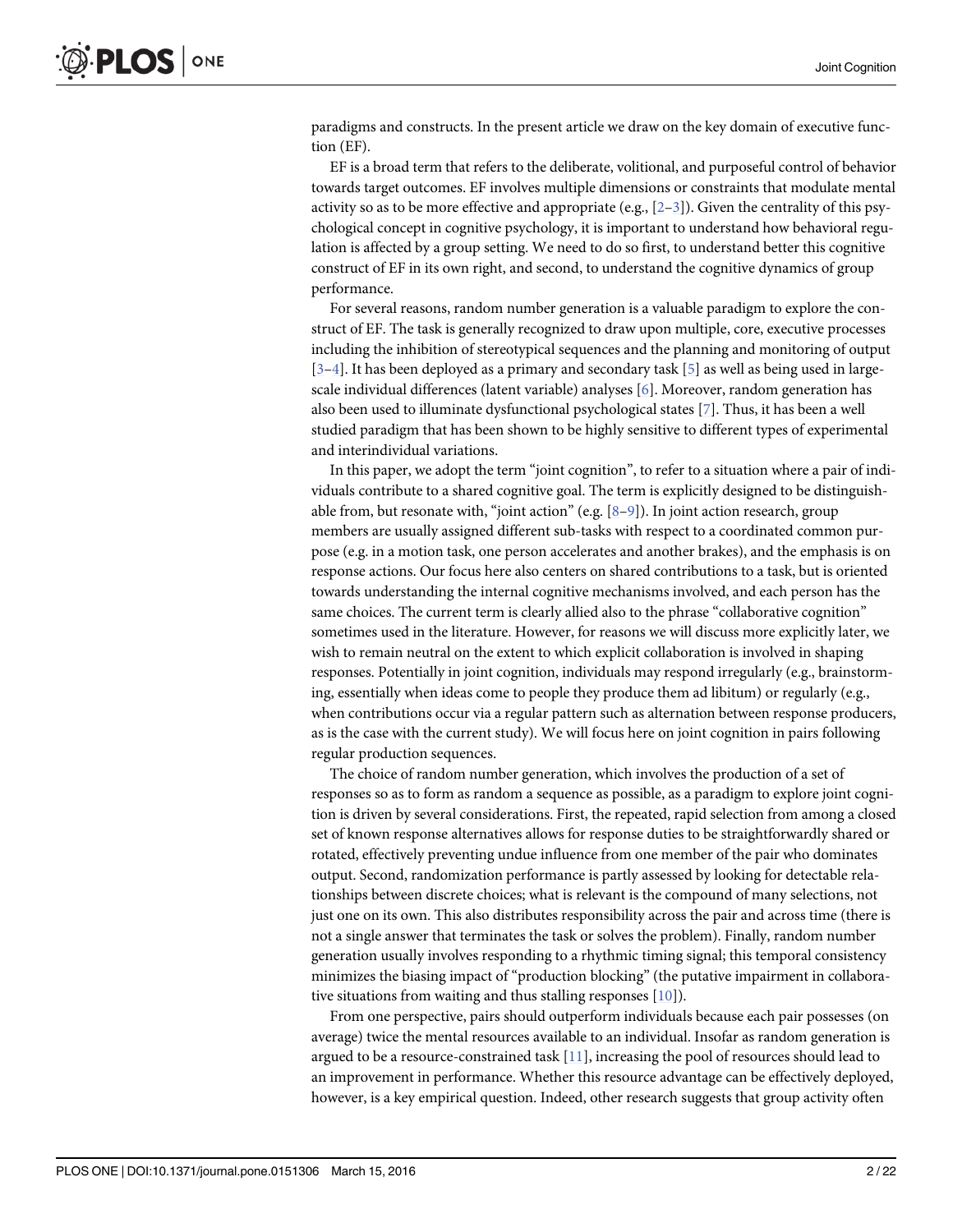paradigms and constructs. In the present article we draw on the key domain of executive function (EF).

EF is a broad term that refers to the deliberate, volitional, and purposeful control of behavior towards target outcomes. EF involves multiple dimensions or constraints that modulate mental activity so as to be more effective and appropriate (e.g., [2–3]). Given the centrality of this psychological concept in cognitive psychology, it is important to understand how behavioral regulation is affected by a group setting. We need to do so first, to understand better this cognitive construct of EF in its own right, and second, to understand the cognitive dynamics of group performance.

For several reasons, random number generation is a valuable paradigm to explore the construct of EF. The task is generally recognized to draw upon multiple, core, executive processes including the inhibition of stereotypical sequences and the planning and monitoring of output [3–4]. It has been deployed as a primary and secondary task [5] as well as being used in large-scale individual differences (latent variable) analyses [6]. Moreover, random generation has also been used to illuminate dysfunctional psychological states [7]. Thus, it has been a well studied paradigm that has been shown to be highly sensitive to different types of experimental and interindividual variations.

In this paper, we adopt the term "joint cognition", to refer to a situation where a pair of individuals contribute to a shared cognitive goal. The term is explicitly designed to be distinguishable from, but resonate with, "joint action" (e.g. [8–9]). In joint action research, group members are usually assigned different sub-tasks with respect to a coordinated common purpose (e.g. in a motion task, one person accelerates and another brakes), and the emphasis is on response actions. Our focus here also centers on shared contributions to a task, but is oriented towards understanding the internal cognitive mechanisms involved, and each person has the same choices. The current term is clearly allied also to the phrase "collaborative cognition" sometimes used in the literature. However, for reasons we will discuss more explicitly later, we wish to remain neutral on the extent to which explicit collaboration is involved in shaping responses. Potentially in joint cognition, individuals may respond irregularly (e.g., brainstorming, essentially when ideas come to people they produce them ad libitum) or regularly (e.g., when contributions occur via a regular pattern such as alternation between response producers, as is the case with the current study). We will focus here on joint cognition in pairs following regular production sequences.

The choice of random number generation, which involves the production of a set of responses so as to form as random a sequence as possible, as a paradigm to explore joint cognition is driven by several considerations. First, the repeated, rapid selection from among a closed set of known response alternatives allows for response duties to be straightforwardly shared or rotated, effectively preventing undue influence from one member of the pair who dominates output. Second, randomization performance is partly assessed by looking for detectable relationships between discrete choices; what is relevant is the compound of many selections, not just one on its own. This also distributes responsibility across the pair and across time (there is not a single answer that terminates the task or solves the problem). Finally, random number generation usually involves responding to a rhythmic timing signal; this temporal consistency minimizes the biasing impact of "production blocking" (the putative impairment in collaborative situations from waiting and thus stalling responses [10]).

From one perspective, pairs should outperform individuals because each pair possesses (on average) twice the mental resources available to an individual. Insofar as random generation is argued to be a resource-constrained task [11], increasing the pool of resources should lead to an improvement in performance. Whether this resource advantage can be effectively deployed, however, is a key empirical question. Indeed, other research suggests that group activity often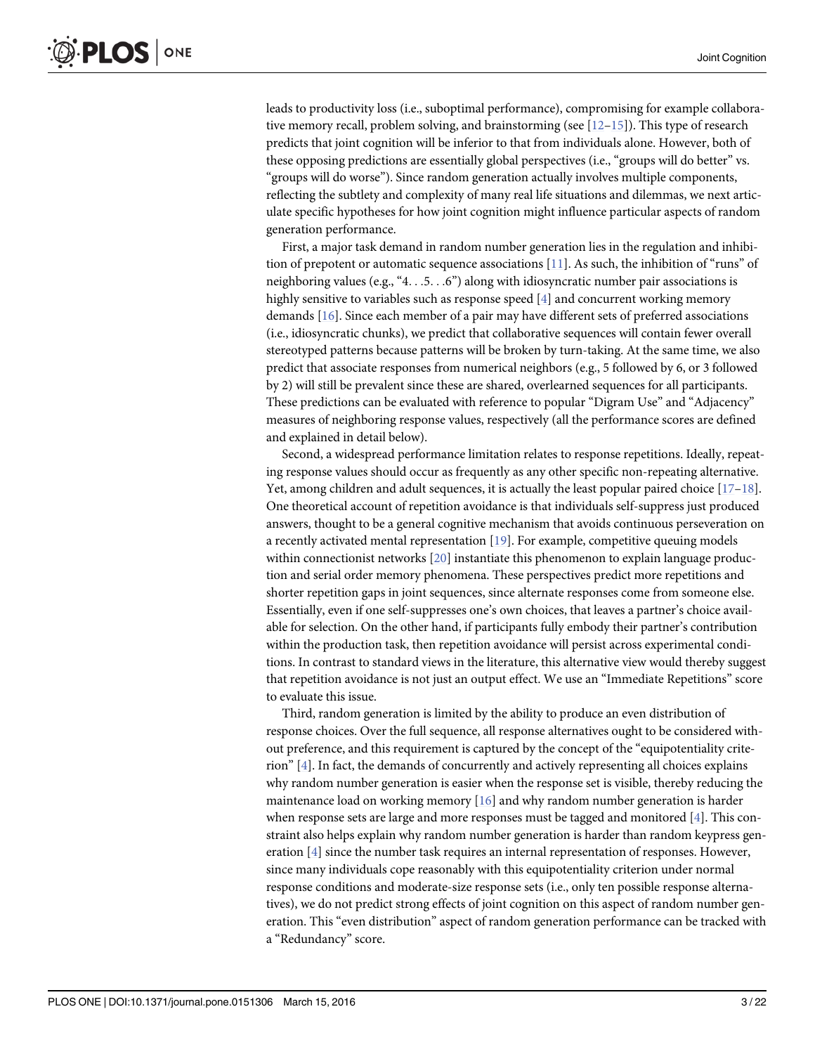leads to productivity loss (i.e., suboptimal performance), compromising for example collaborative memory recall, problem solving, and brainstorming (see [12–15]). This type of research predicts that joint cognition will be inferior to that from individuals alone. However, both of these opposing predictions are essentially global perspectives (i.e., "groups will do better" vs. "groups will do worse"). Since random generation actually involves multiple components, reflecting the subtlety and complexity of many real life situations and dilemmas, we next articulate specific hypotheses for how joint cognition might influence particular aspects of random generation performance.

First, a major task demand in random number generation lies in the regulation and inhibition of prepotent or automatic sequence associations [11]. As such, the inhibition of "runs" of neighboring values (e.g., "4. . .5. . .6") along with idiosyncratic number pair associations is highly sensitive to variables such as response speed [4] and concurrent working memory demands [16]. Since each member of a pair may have different sets of preferred associations (i.e., idiosyncratic chunks), we predict that collaborative sequences will contain fewer overall stereotyped patterns because patterns will be broken by turn-taking. At the same time, we also predict that associate responses from numerical neighbors (e.g., 5 followed by 6, or 3 followed by 2) will still be prevalent since these are shared, overlearned sequences for all participants. These predictions can be evaluated with reference to popular "Digram Use" and "Adjacency" measures of neighboring response values, respectively (all the performance scores are defined and explained in detail below).

Second, a widespread performance limitation relates to response repetitions. Ideally, repeating response values should occur as frequently as any other specific non-repeating alternative. Yet, among children and adult sequences, it is actually the least popular paired choice [17–18]. One theoretical account of repetition avoidance is that individuals self-suppress just produced answers, thought to be a general cognitive mechanism that avoids continuous perseveration on a recently activated mental representation [19]. For example, competitive queuing models within connectionist networks [20] instantiate this phenomenon to explain language production and serial order memory phenomena. These perspectives predict more repetitions and shorter repetition gaps in joint sequences, since alternate responses come from someone else. Essentially, even if one self-suppresses one's own choices, that leaves a partner's choice available for selection. On the other hand, if participants fully embody their partner's contribution within the production task, then repetition avoidance will persist across experimental conditions. In contrast to standard views in the literature, this alternative view would thereby suggest that repetition avoidance is not just an output effect. We use an "Immediate Repetitions" score to evaluate this issue.

Third, random generation is limited by the ability to produce an even distribution of response choices. Over the full sequence, all response alternatives ought to be considered without preference, and this requirement is captured by the concept of the "equipotentiality criterion" [4]. In fact, the demands of concurrently and actively representing all choices explains why random number generation is easier when the response set is visible, thereby reducing the maintenance load on working memory [16] and why random number generation is harder when response sets are large and more responses must be tagged and monitored [4]. This constraint also helps explain why random number generation is harder than random keypress generation [4] since the number task requires an internal representation of responses. However, since many individuals cope reasonably with this equipotentiality criterion under normal response conditions and moderate-size response sets (i.e., only ten possible response alternatives), we do not predict strong effects of joint cognition on this aspect of random number generation. This "even distribution" aspect of random generation performance can be tracked with a "Redundancy" score.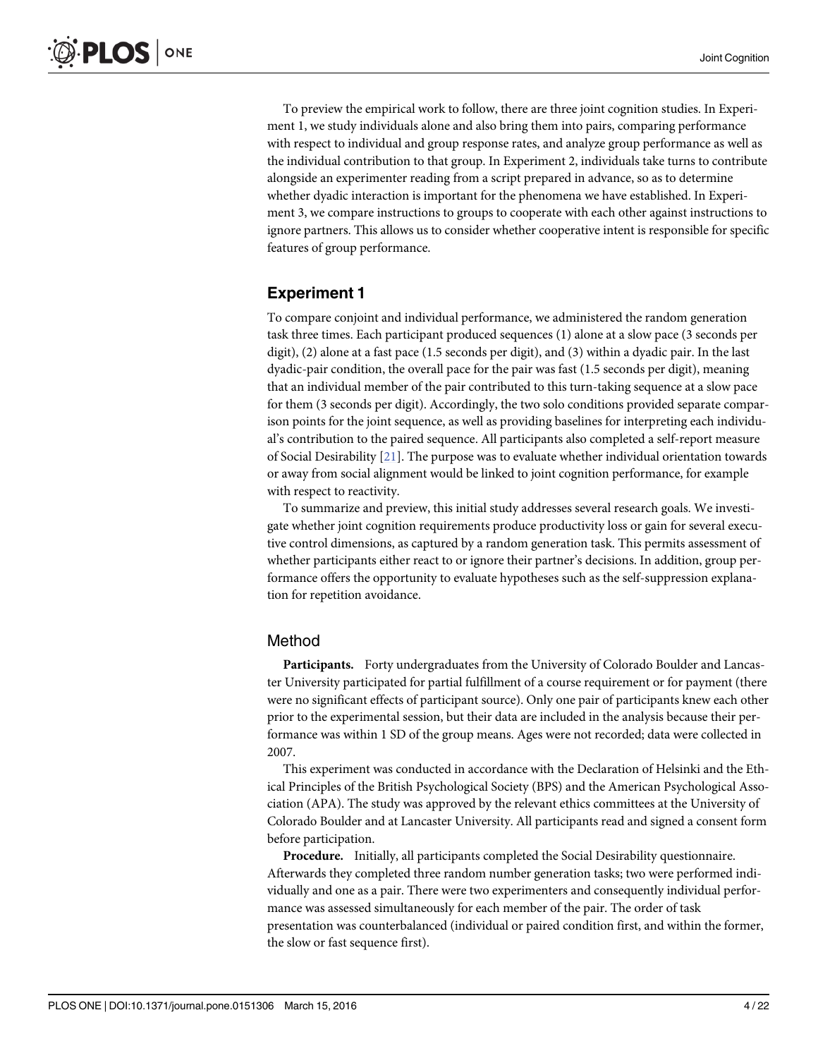To preview the empirical work to follow, there are three joint cognition studies. In Experiment 1, we study individuals alone and also bring them into pairs, comparing performance with respect to individual and group response rates, and analyze group performance as well as the individual contribution to that group. In Experiment 2, individuals take turns to contribute alongside an experimenter reading from a script prepared in advance, so as to determine whether dyadic interaction is important for the phenomena we have established. In Experiment 3, we compare instructions to groups to cooperate with each other against instructions to ignore partners. This allows us to consider whether cooperative intent is responsible for specific features of group performance.

## Experiment 1

To compare conjoint and individual performance, we administered the random generation task three times. Each participant produced sequences (1) alone at a slow pace (3 seconds per digit), (2) alone at a fast pace (1.5 seconds per digit), and (3) within a dyadic pair. In the last dyadic-pair condition, the overall pace for the pair was fast (1.5 seconds per digit), meaning that an individual member of the pair contributed to this turn-taking sequence at a slow pace for them (3 seconds per digit). Accordingly, the two solo conditions provided separate comparison points for the joint sequence, as well as providing baselines for interpreting each individual's contribution to the paired sequence. All participants also completed a self-report measure of Social Desirability [21]. The purpose was to evaluate whether individual orientation towards or away from social alignment would be linked to joint cognition performance, for example with respect to reactivity.

To summarize and preview, this initial study addresses several research goals. We investigate whether joint cognition requirements produce productivity loss or gain for several executive control dimensions, as captured by a random generation task. This permits assessment of whether participants either react to or ignore their partner's decisions. In addition, group performance offers the opportunity to evaluate hypotheses such as the self-suppression explanation for repetition avoidance.

### Method

**Participants.** Forty undergraduates from the University of Colorado Boulder and Lancaster University participated for partial fulfillment of a course requirement or for payment (there were no significant effects of participant source). Only one pair of participants knew each other prior to the experimental session, but their data are included in the analysis because their performance was within 1 SD of the group means. Ages were not recorded; data were collected in 2007.

This experiment was conducted in accordance with the Declaration of Helsinki and the Ethical Principles of the British Psychological Society (BPS) and the American Psychological Association (APA). The study was approved by the relevant ethics committees at the University of Colorado Boulder and at Lancaster University. All participants read and signed a consent form before participation.

**Procedure.** Initially, all participants completed the Social Desirability questionnaire. Afterwards they completed three random number generation tasks; two were performed individually and one as a pair. There were two experimenters and consequently individual performance was assessed simultaneously for each member of the pair. The order of task presentation was counterbalanced (individual or paired condition first, and within the former, the slow or fast sequence first).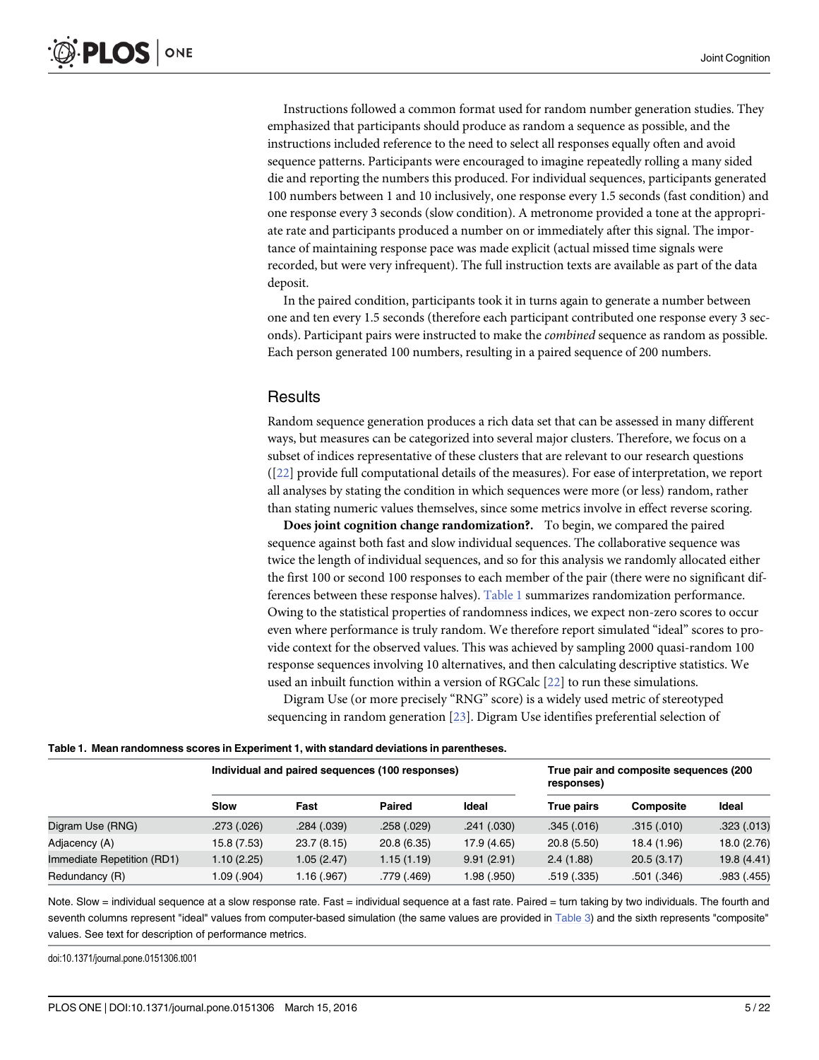Instructions followed a common format used for random number generation studies. They emphasized that participants should produce as random a sequence as possible, and the instructions included reference to the need to select all responses equally often and avoid sequence patterns. Participants were encouraged to imagine repeatedly rolling a many sided die and reporting the numbers this produced. For individual sequences, participants generated 100 numbers between 1 and 10 inclusively, one response every 1.5 seconds (fast condition) and one response every 3 seconds (slow condition). A metronome provided a tone at the appropriate rate and participants produced a number on or immediately after this signal. The importance of maintaining response pace was made explicit (actual missed time signals were recorded, but were very infrequent). The full instruction texts are available as part of the data deposit.

In the paired condition, participants took it in turns again to generate a number between one and ten every 1.5 seconds (therefore each participant contributed one response every 3 seconds). Participant pairs were instructed to make the *combined* sequence as random as possible. Each person generated 100 numbers, resulting in a paired sequence of 200 numbers.

## Results

Random sequence generation produces a rich data set that can be assessed in many different ways, but measures can be categorized into several major clusters. Therefore, we focus on a subset of indices representative of these clusters that are relevant to our research questions ([22] provide full computational details of the measures). For ease of interpretation, we report all analyses by stating the condition in which sequences were more (or less) random, rather than stating numeric values themselves, since some metrics involve in effect reverse scoring.

**Does joint cognition change randomization?.** To begin, we compared the paired sequence against both fast and slow individual sequences. The collaborative sequence was twice the length of individual sequences, and so for this analysis we randomly allocated either the first 100 or second 100 responses to each member of the pair (there were no significant differences between these response halves). Table 1 summarizes randomization performance. Owing to the statistical properties of randomness indices, we expect non-zero scores to occur even where performance is truly random. We therefore report simulated "ideal" scores to provide context for the observed values. This was achieved by sampling 2000 quasi-random 100 response sequences involving 10 alternatives, and then calculating descriptive statistics. We used an inbuilt function within a version of RGCalc [22] to run these simulations.

Digram Use (or more precisely "RNG" score) is a widely used metric of stereotyped sequencing in random generation [23]. Digram Use identifies preferential selection of

**Table 1. Mean randomness scores in Experiment 1, with standard deviations in parentheses.**

| | Individual and paired sequences (100 responses) | | | | True pair and composite sequences (200 responses) | | |
|---|---|---|---|---|---|---|---|
| | **Slow** | **Fast** | **Paired** | **Ideal** | **True pairs** | **Composite** | **Ideal** |
| Digram Use (RNG) | .273 (.026) | .284 (.039) | .258 (.029) | .241 (.030) | .345 (.016) | .315 (.010) | .323 (.013) |
| Adjacency (A) | 15.8 (7.53) | 23.7 (8.15) | 20.8 (6.35) | 17.9 (4.65) | 20.8 (5.50) | 18.4 (1.96) | 18.0 (2.76) |
| Immediate Repetition (RD1) | 1.10 (2.25) | 1.05 (2.47) | 1.15 (1.19) | 9.91 (2.91) | 2.4 (1.88) | 20.5 (3.17) | 19.8 (4.41) |
| Redundancy (R) | 1.09 (.904) | 1.16 (.967) | .779 (.469) | 1.98 (.950) | .519 (.335) | .501 (.346) | .983 (.455) |

Note. Slow = individual sequence at a slow response rate. Fast = individual sequence at a fast rate. Paired = turn taking by two individuals. The fourth and seventh columns represent "ideal" values from computer-based simulation (the same values are provided in Table 3) and the sixth represents "composite" values. See text for description of performance metrics.

doi:10.1371/journal.pone.0151306.t001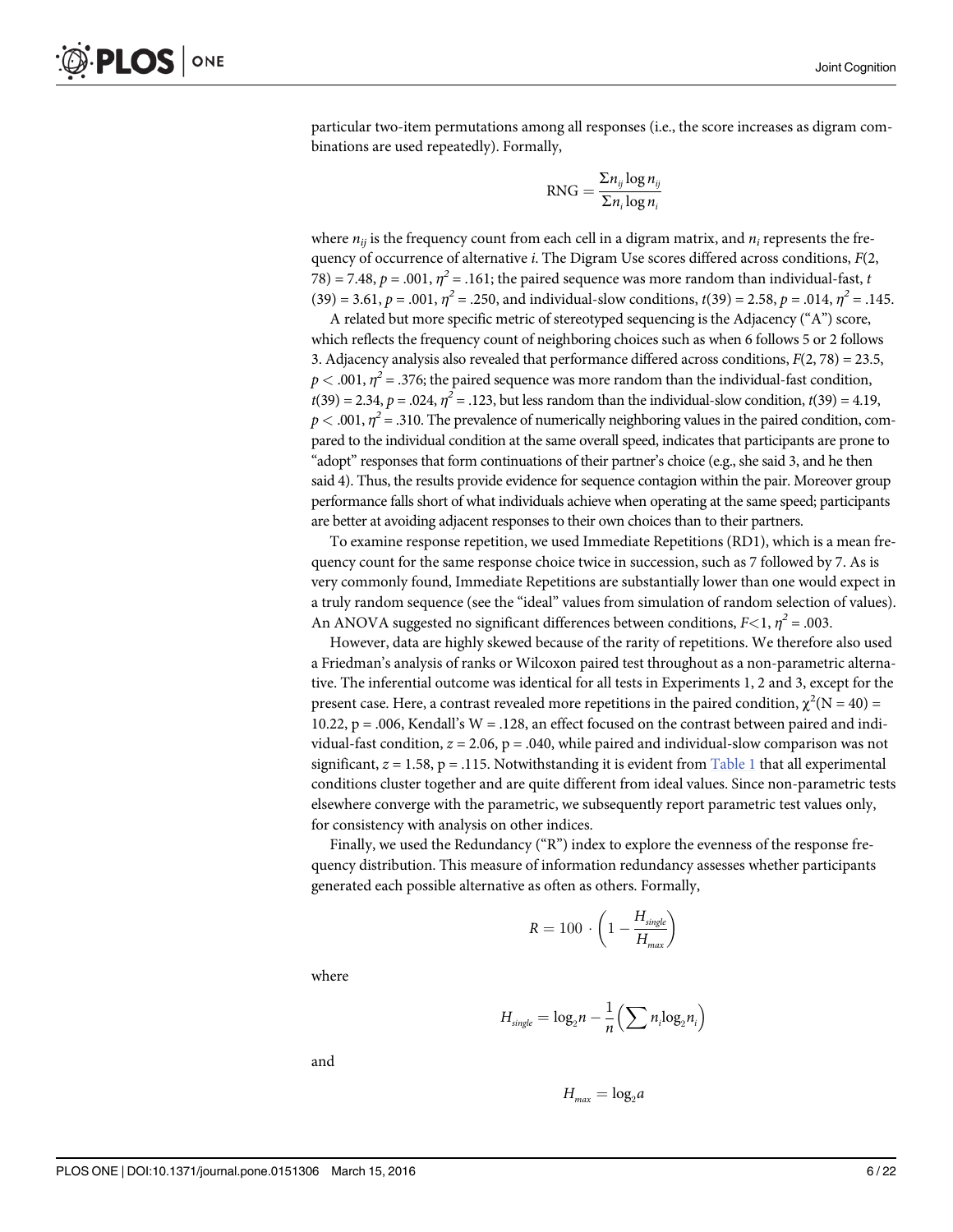particular two-item permutations among all responses (i.e., the score increases as digram combinations are used repeatedly). Formally,

$$\text{RNG} = \frac{\Sigma n_{ij} \log n_{ij}}{\Sigma n_i \log n_i}$$

where $n_{ij}$ is the frequency count from each cell in a digram matrix, and $n_i$ represents the frequency of occurrence of alternative *i*. The Digram Use scores differed across conditions, $F(2, 78) = 7.48$, $p = .001$, $\eta^2 = .161$; the paired sequence was more random than individual-fast, $t(39) = 3.61$, $p = .001$, $\eta^2 = .250$, and individual-slow conditions, $t(39) = 2.58$, $p = .014$, $\eta^2 = .145$.

A related but more specific metric of stereotyped sequencing is the Adjacency ("A") score, which reflects the frequency count of neighboring choices such as when 6 follows 5 or 2 follows 3. Adjacency analysis also revealed that performance differed across conditions, $F(2, 78) = 23.5$, $p < .001$, $\eta^2 = .376$; the paired sequence was more random than the individual-fast condition, $t(39) = 2.34$, $p = .024$, $\eta^2 = .123$, but less random than the individual-slow condition, $t(39) = 4.19$, $p < .001$, $\eta^2 = .310$. The prevalence of numerically neighboring values in the paired condition, compared to the individual condition at the same overall speed, indicates that participants are prone to "adopt" responses that form continuations of their partner's choice (e.g., she said 3, and he then said 4). Thus, the results provide evidence for sequence contagion within the pair. Moreover group performance falls short of what individuals achieve when operating at the same speed; participants are better at avoiding adjacent responses to their own choices than to their partners.

To examine response repetition, we used Immediate Repetitions (RD1), which is a mean frequency count for the same response choice twice in succession, such as 7 followed by 7. As is very commonly found, Immediate Repetitions are substantially lower than one would expect in a truly random sequence (see the "ideal" values from simulation of random selection of values). An ANOVA suggested no significant differences between conditions, $F<1$, $\eta^2 = .003$.

However, data are highly skewed because of the rarity of repetitions. We therefore also used a Friedman's analysis of ranks or Wilcoxon paired test throughout as a non-parametric alternative. The inferential outcome was identical for all tests in Experiments 1, 2 and 3, except for the present case. Here, a contrast revealed more repetitions in the paired condition, $\chi^2(\text{N} = 40) = 10.22$, $p = .006$, Kendall's $W = .128$, an effect focused on the contrast between paired and individual-fast condition, $z = 2.06$, $p = .040$, while paired and individual-slow comparison was not significant, $z = 1.58$, $p = .115$. Notwithstanding it is evident from Table 1 that all experimental conditions cluster together and are quite different from ideal values. Since non-parametric tests elsewhere converge with the parametric, we subsequently report parametric test values only, for consistency with analysis on other indices.

Finally, we used the Redundancy ("R") index to explore the evenness of the response frequency distribution. This measure of information redundancy assesses whether participants generated each possible alternative as often as others. Formally,

$$R = 100 \cdot \left(1 - \frac{H_{single}}{H_{max}}\right)$$

where

$$H_{single} = \log_2 n - \frac{1}{n}\left(\sum n_i \log_2 n_i\right)$$

and

$$H_{max} = \log_2 a$$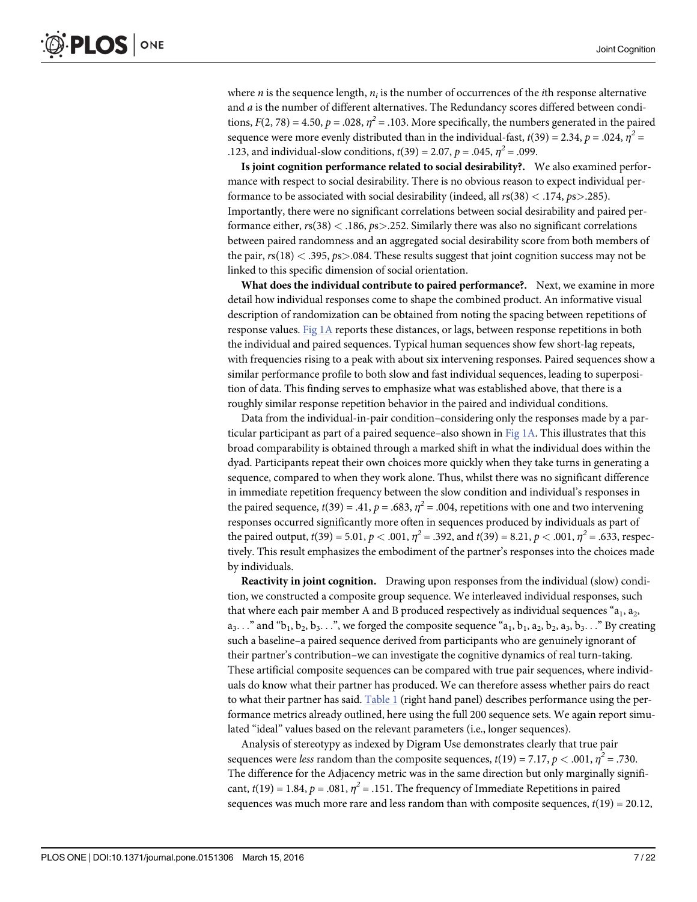where $n$ is the sequence length, $n_i$ is the number of occurrences of the $i$th response alternative and $a$ is the number of different alternatives. The Redundancy scores differed between conditions, $F(2, 78) = 4.50$, $p = .028$, $\eta^2 = .103$. More specifically, the numbers generated in the paired sequence were more evenly distributed than in the individual-fast, $t(39) = 2.34$, $p = .024$, $\eta^2 = .123$, and individual-slow conditions, $t(39) = 2.07$, $p = .045$, $\eta^2 = .099$.

**Is joint cognition performance related to social desirability?.** We also examined performance with respect to social desirability. There is no obvious reason to expect individual performance to be associated with social desirability (indeed, all $rs(38) < .174$, $ps > .285$). Importantly, there were no significant correlations between social desirability and paired performance either, $rs(38) < .186$, $ps > .252$. Similarly there was also no significant correlations between paired randomness and an aggregated social desirability score from both members of the pair, $rs(18) < .395$, $ps > .084$. These results suggest that joint cognition success may not be linked to this specific dimension of social orientation.

**What does the individual contribute to paired performance?.** Next, we examine in more detail how individual responses come to shape the combined product. An informative visual description of randomization can be obtained from noting the spacing between repetitions of response values. Fig 1A reports these distances, or lags, between response repetitions in both the individual and paired sequences. Typical human sequences show few short-lag repeats, with frequencies rising to a peak with about six intervening responses. Paired sequences show a similar performance profile to both slow and fast individual sequences, leading to superposition of data. This finding serves to emphasize what was established above, that there is a roughly similar response repetition behavior in the paired and individual conditions.

Data from the individual-in-pair condition–considering only the responses made by a particular participant as part of a paired sequence–also shown in Fig 1A. This illustrates that this broad comparability is obtained through a marked shift in what the individual does within the dyad. Participants repeat their own choices more quickly when they take turns in generating a sequence, compared to when they work alone. Thus, whilst there was no significant difference in immediate repetition frequency between the slow condition and individual's responses in the paired sequence, $t(39) = .41$, $p = .683$, $\eta^2 = .004$, repetitions with one and two intervening responses occurred significantly more often in sequences produced by individuals as part of the paired output, $t(39) = 5.01$, $p < .001$, $\eta^2 = .392$, and $t(39) = 8.21$, $p < .001$, $\eta^2 = .633$, respectively. This result emphasizes the embodiment of the partner's responses into the choices made by individuals.

**Reactivity in joint cognition.** Drawing upon responses from the individual (slow) condition, we constructed a composite group sequence. We interleaved individual responses, such that where each pair member A and B produced respectively as individual sequences "$a_1, a_2, a_3\ldots$" and "$b_1, b_2, b_3\ldots$", we forged the composite sequence "$a_1, b_1, a_2, b_2, a_3, b_3\ldots$" By creating such a baseline–a paired sequence derived from participants who are genuinely ignorant of their partner's contribution–we can investigate the cognitive dynamics of real turn-taking. These artificial composite sequences can be compared with true pair sequences, where individuals do know what their partner has produced. We can therefore assess whether pairs do react to what their partner has said. Table 1 (right hand panel) describes performance using the performance metrics already outlined, here using the full 200 sequence sets. We again report simulated "ideal" values based on the relevant parameters (i.e., longer sequences).

Analysis of stereotypy as indexed by Digram Use demonstrates clearly that true pair sequences were *less* random than the composite sequences, $t(19) = 7.17$, $p < .001$, $\eta^2 = .730$. The difference for the Adjacency metric was in the same direction but only marginally significant, $t(19) = 1.84$, $p = .081$, $\eta^2 = .151$. The frequency of Immediate Repetitions in paired sequences was much more rare and less random than with composite sequences, $t(19) = 20.12$,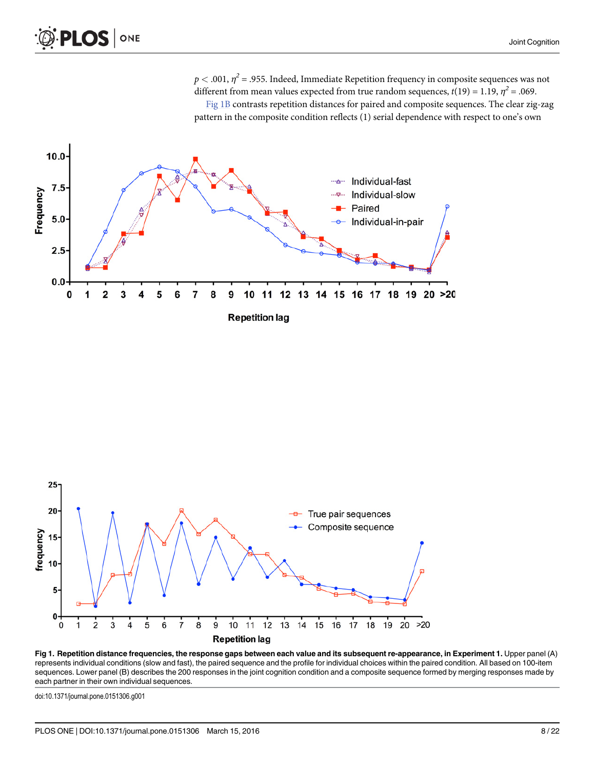$p < .001$, $\eta^2 = .955$. Indeed, Immediate Repetition frequency in composite sequences was not different from mean values expected from true random sequences, $t(19) = 1.19$, $\eta^2 = .069$.

Fig 1B contrasts repetition distances for paired and composite sequences. The clear zig-zag pattern in the composite condition reflects (1) serial dependence with respect to one's own

Frequency

10.0
7.5
5.0
2.5
0.0

0 1 2 3 4 5 6 7 8 9 10 11 12 13 14 15 16 17 18 19 20 >20

Repetition lag

Individual-fast
Individual-slow
Paired
Individual-in-pair

frequency

25
20
15
10
5
0

0 1 2 3 4 5 6 7 8 9 10 11 12 13 14 15 16 17 18 19 20 >20

Repetition lag

True pair sequences
Composite sequence

**Fig 1. Repetition distance frequencies, the response gaps between each value and its subsequent re-appearance, in Experiment 1.** Upper panel (A) represents individual conditions (slow and fast), the paired sequence and the profile for individual choices within the paired condition. All based on 100-item sequences. Lower panel (B) describes the 200 responses in the joint cognition condition and a composite sequence formed by merging responses made by each partner in their own individual sequences.

doi:10.1371/journal.pone.0151306.g001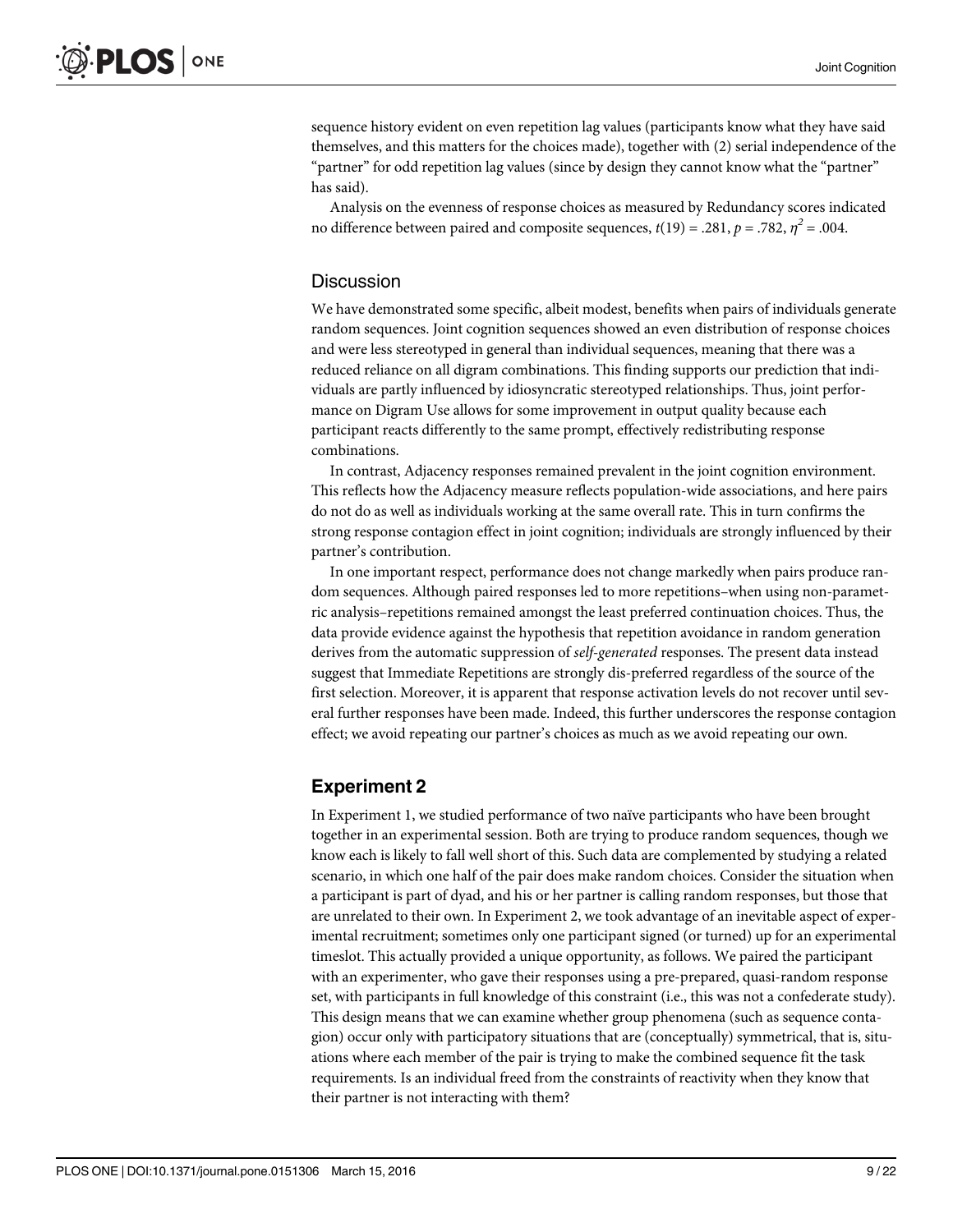sequence history evident on even repetition lag values (participants know what they have said themselves, and this matters for the choices made), together with (2) serial independence of the "partner" for odd repetition lag values (since by design they cannot know what the "partner" has said).

Analysis on the evenness of response choices as measured by Redundancy scores indicated no difference between paired and composite sequences, $t(19) = .281$, $p = .782$, $\eta^2 = .004$.

## Discussion

We have demonstrated some specific, albeit modest, benefits when pairs of individuals generate random sequences. Joint cognition sequences showed an even distribution of response choices and were less stereotyped in general than individual sequences, meaning that there was a reduced reliance on all digram combinations. This finding supports our prediction that individuals are partly influenced by idiosyncratic stereotyped relationships. Thus, joint performance on Digram Use allows for some improvement in output quality because each participant reacts differently to the same prompt, effectively redistributing response combinations.

In contrast, Adjacency responses remained prevalent in the joint cognition environment. This reflects how the Adjacency measure reflects population-wide associations, and here pairs do not do as well as individuals working at the same overall rate. This in turn confirms the strong response contagion effect in joint cognition; individuals are strongly influenced by their partner's contribution.

In one important respect, performance does not change markedly when pairs produce random sequences. Although paired responses led to more repetitions–when using non-parametric analysis–repetitions remained amongst the least preferred continuation choices. Thus, the data provide evidence against the hypothesis that repetition avoidance in random generation derives from the automatic suppression of *self-generated* responses. The present data instead suggest that Immediate Repetitions are strongly dis-preferred regardless of the source of the first selection. Moreover, it is apparent that response activation levels do not recover until several further responses have been made. Indeed, this further underscores the response contagion effect; we avoid repeating our partner's choices as much as we avoid repeating our own.

## Experiment 2

In Experiment 1, we studied performance of two naïve participants who have been brought together in an experimental session. Both are trying to produce random sequences, though we know each is likely to fall well short of this. Such data are complemented by studying a related scenario, in which one half of the pair does make random choices. Consider the situation when a participant is part of dyad, and his or her partner is calling random responses, but those that are unrelated to their own. In Experiment 2, we took advantage of an inevitable aspect of experimental recruitment; sometimes only one participant signed (or turned) up for an experimental timeslot. This actually provided a unique opportunity, as follows. We paired the participant with an experimenter, who gave their responses using a pre-prepared, quasi-random response set, with participants in full knowledge of this constraint (i.e., this was not a confederate study). This design means that we can examine whether group phenomena (such as sequence contagion) occur only with participatory situations that are (conceptually) symmetrical, that is, situations where each member of the pair is trying to make the combined sequence fit the task requirements. Is an individual freed from the constraints of reactivity when they know that their partner is not interacting with them?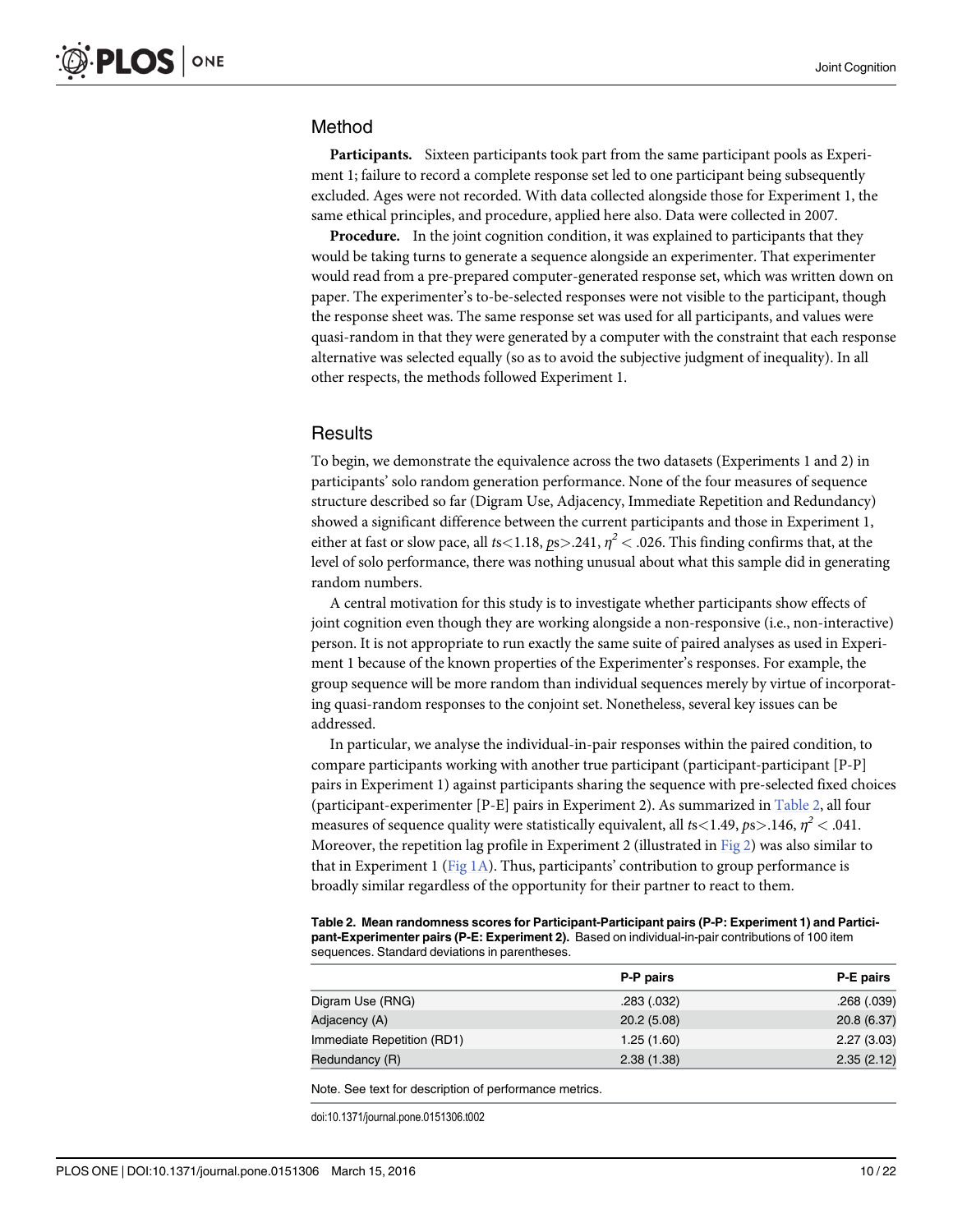## Method

**Participants.** Sixteen participants took part from the same participant pools as Experiment 1; failure to record a complete response set led to one participant being subsequently excluded. Ages were not recorded. With data collected alongside those for Experiment 1, the same ethical principles, and procedure, applied here also. Data were collected in 2007.

**Procedure.** In the joint cognition condition, it was explained to participants that they would be taking turns to generate a sequence alongside an experimenter. That experimenter would read from a pre-prepared computer-generated response set, which was written down on paper. The experimenter's to-be-selected responses were not visible to the participant, though the response sheet was. The same response set was used for all participants, and values were quasi-random in that they were generated by a computer with the constraint that each response alternative was selected equally (so as to avoid the subjective judgment of inequality). In all other respects, the methods followed Experiment 1.

## Results

To begin, we demonstrate the equivalence across the two datasets (Experiments 1 and 2) in participants' solo random generation performance. None of the four measures of sequence structure described so far (Digram Use, Adjacency, Immediate Repetition and Redundancy) showed a significant difference between the current participants and those in Experiment 1, either at fast or slow pace, all $t$s$<1.18$, $p$s$>.241$, $\eta^2 < .026$. This finding confirms that, at the level of solo performance, there was nothing unusual about what this sample did in generating random numbers.

A central motivation for this study is to investigate whether participants show effects of joint cognition even though they are working alongside a non-responsive (i.e., non-interactive) person. It is not appropriate to run exactly the same suite of paired analyses as used in Experiment 1 because of the known properties of the Experimenter's responses. For example, the group sequence will be more random than individual sequences merely by virtue of incorporating quasi-random responses to the conjoint set. Nonetheless, several key issues can be addressed.

In particular, we analyse the individual-in-pair responses within the paired condition, to compare participants working with another true participant (participant-participant [P-P] pairs in Experiment 1) against participants sharing the sequence with pre-selected fixed choices (participant-experimenter [P-E] pairs in Experiment 2). As summarized in Table 2, all four measures of sequence quality were statistically equivalent, all $t$s$<1.49$, $p$s$>.146$, $\eta^2 < .041$. Moreover, the repetition lag profile in Experiment 2 (illustrated in Fig 2) was also similar to that in Experiment 1 (Fig 1A). Thus, participants' contribution to group performance is broadly similar regardless of the opportunity for their partner to react to them.

**Table 2. Mean randomness scores for Participant-Participant pairs (P-P: Experiment 1) and Participant-Experimenter pairs (P-E: Experiment 2).** Based on individual-in-pair contributions of 100 item sequences. Standard deviations in parentheses.

| | P-P pairs | P-E pairs |
|---|---|---|
| Digram Use (RNG) | .283 (.032) | .268 (.039) |
| Adjacency (A) | 20.2 (5.08) | 20.8 (6.37) |
| Immediate Repetition (RD1) | 1.25 (1.60) | 2.27 (3.03) |
| Redundancy (R) | 2.38 (1.38) | 2.35 (2.12) |

Note. See text for description of performance metrics.

doi:10.1371/journal.pone.0151306.t002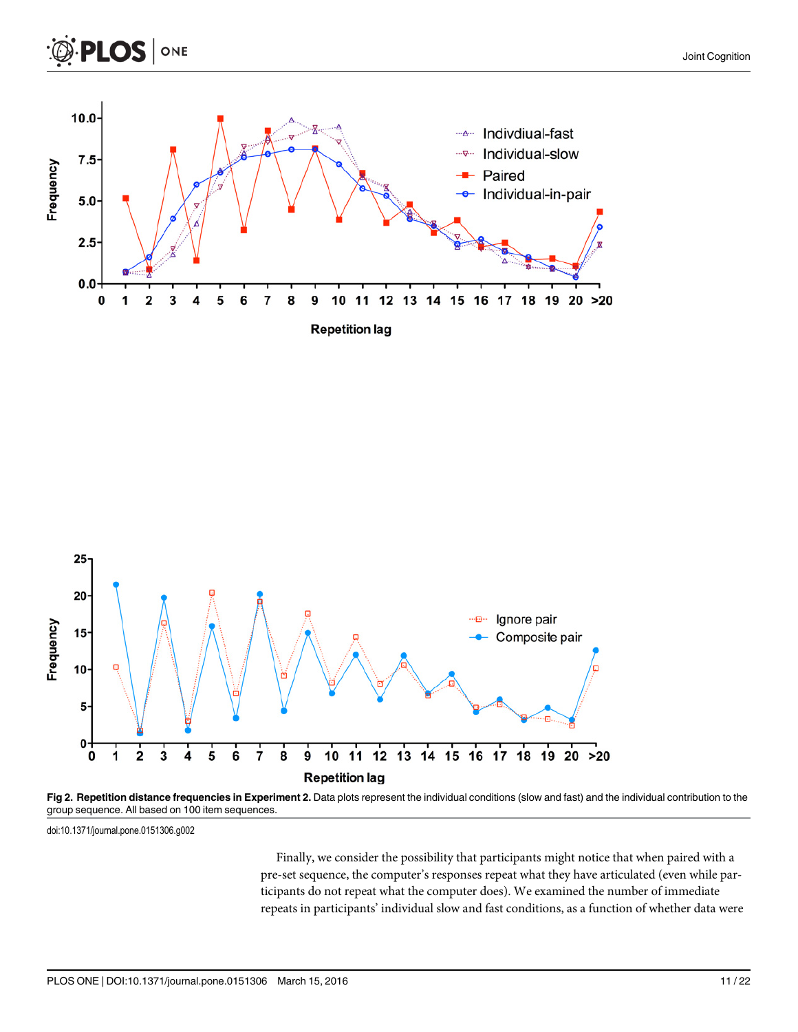Frequency

10.0
7.5
5.0
2.5
0.0

0 1 2 3 4 5 6 7 8 9 10 11 12 13 14 15 16 17 18 19 20 >20

Repetition lag

Indivdiual-fast
Individual-slow
Paired
Individual-in-pair

Frequency

25
20
15
10
5
0

0 1 2 3 4 5 6 7 8 9 10 11 12 13 14 15 16 17 18 19 20 >20

Repetition lag

Ignore pair
Composite pair

**Fig 2. Repetition distance frequencies in Experiment 2.** Data plots represent the individual conditions (slow and fast) and the individual contribution to the group sequence. All based on 100 item sequences.

doi:10.1371/journal.pone.0151306.g002

Finally, we consider the possibility that participants might notice that when paired with a pre-set sequence, the computer's responses repeat what they have articulated (even while participants do not repeat what the computer does). We examined the number of immediate repeats in participants' individual slow and fast conditions, as a function of whether data were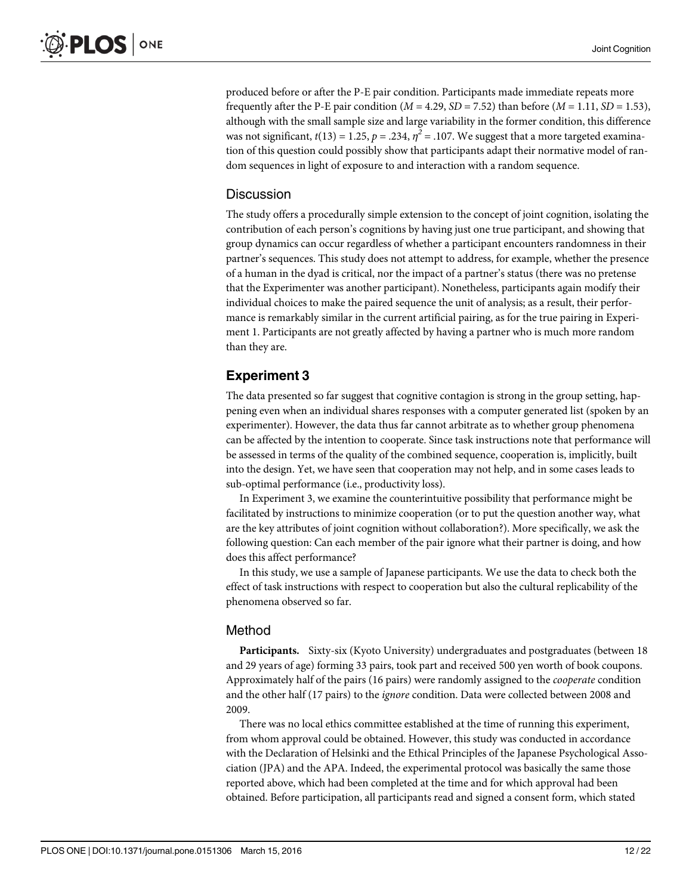produced before or after the P-E pair condition. Participants made immediate repeats more frequently after the P-E pair condition ($M = 4.29$, $SD = 7.52$) than before ($M = 1.11$, $SD = 1.53$), although with the small sample size and large variability in the former condition, this difference was not significant, $t(13) = 1.25$, $p = .234$, $\eta^2 = .107$. We suggest that a more targeted examination of this question could possibly show that participants adapt their normative model of random sequences in light of exposure to and interaction with a random sequence.

## Discussion

The study offers a procedurally simple extension to the concept of joint cognition, isolating the contribution of each person's cognitions by having just one true participant, and showing that group dynamics can occur regardless of whether a participant encounters randomness in their partner's sequences. This study does not attempt to address, for example, whether the presence of a human in the dyad is critical, nor the impact of a partner's status (there was no pretense that the Experimenter was another participant). Nonetheless, participants again modify their individual choices to make the paired sequence the unit of analysis; as a result, their performance is remarkably similar in the current artificial pairing, as for the true pairing in Experiment 1. Participants are not greatly affected by having a partner who is much more random than they are.

# Experiment 3

The data presented so far suggest that cognitive contagion is strong in the group setting, happening even when an individual shares responses with a computer generated list (spoken by an experimenter). However, the data thus far cannot arbitrate as to whether group phenomena can be affected by the intention to cooperate. Since task instructions note that performance will be assessed in terms of the quality of the combined sequence, cooperation is, implicitly, built into the design. Yet, we have seen that cooperation may not help, and in some cases leads to sub-optimal performance (i.e., productivity loss).

In Experiment 3, we examine the counterintuitive possibility that performance might be facilitated by instructions to minimize cooperation (or to put the question another way, what are the key attributes of joint cognition without collaboration?). More specifically, we ask the following question: Can each member of the pair ignore what their partner is doing, and how does this affect performance?

In this study, we use a sample of Japanese participants. We use the data to check both the effect of task instructions with respect to cooperation but also the cultural replicability of the phenomena observed so far.

## Method

**Participants.** Sixty-six (Kyoto University) undergraduates and postgraduates (between 18 and 29 years of age) forming 33 pairs, took part and received 500 yen worth of book coupons. Approximately half of the pairs (16 pairs) were randomly assigned to the *cooperate* condition and the other half (17 pairs) to the *ignore* condition. Data were collected between 2008 and 2009.

There was no local ethics committee established at the time of running this experiment, from whom approval could be obtained. However, this study was conducted in accordance with the Declaration of Helsinki and the Ethical Principles of the Japanese Psychological Association (JPA) and the APA. Indeed, the experimental protocol was basically the same those reported above, which had been completed at the time and for which approval had been obtained. Before participation, all participants read and signed a consent form, which stated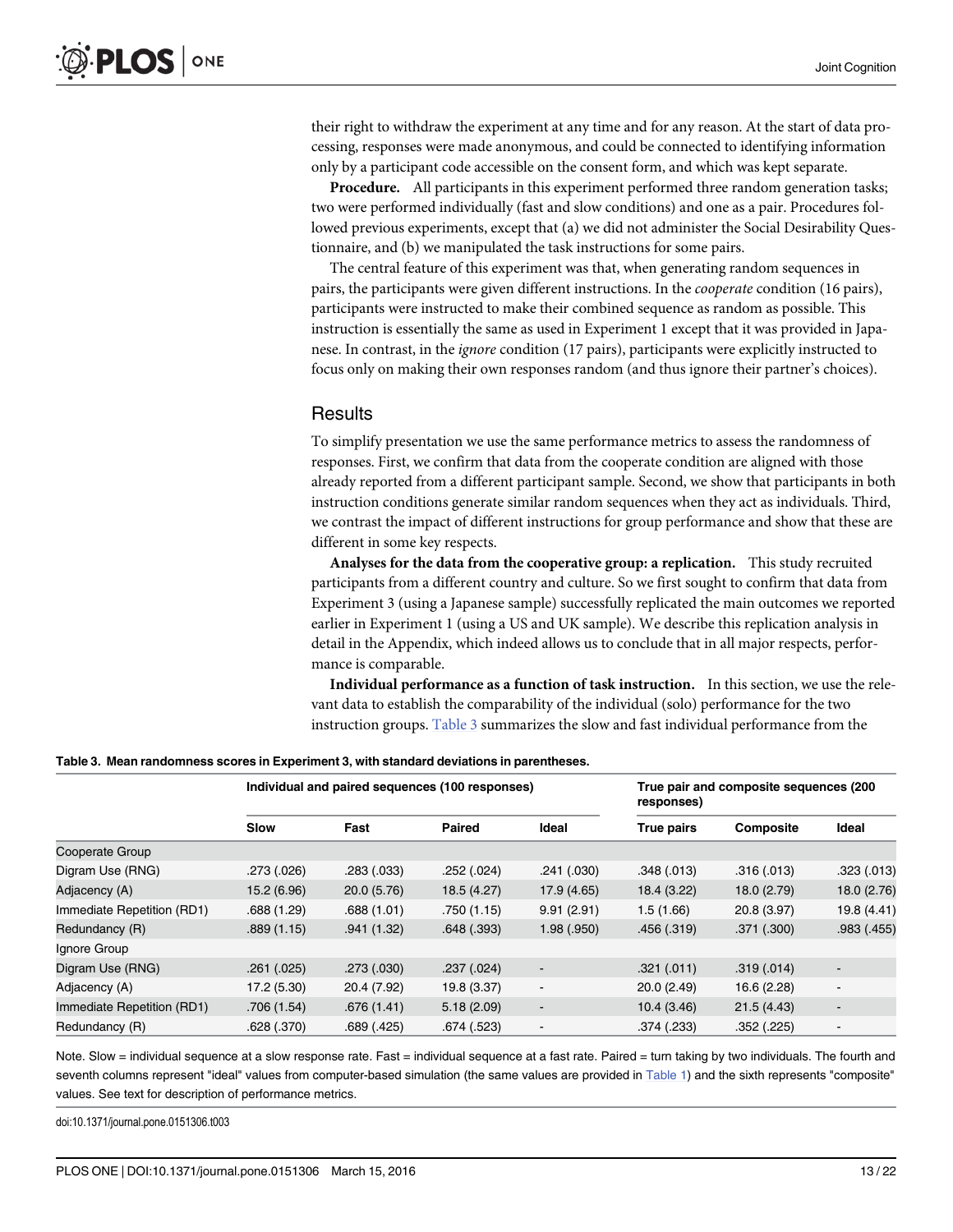their right to withdraw the experiment at any time and for any reason. At the start of data processing, responses were made anonymous, and could be connected to identifying information only by a participant code accessible on the consent form, and which was kept separate.

**Procedure.** All participants in this experiment performed three random generation tasks; two were performed individually (fast and slow conditions) and one as a pair. Procedures followed previous experiments, except that (a) we did not administer the Social Desirability Questionnaire, and (b) we manipulated the task instructions for some pairs.

The central feature of this experiment was that, when generating random sequences in pairs, the participants were given different instructions. In the *cooperate* condition (16 pairs), participants were instructed to make their combined sequence as random as possible. This instruction is essentially the same as used in Experiment 1 except that it was provided in Japanese. In contrast, in the *ignore* condition (17 pairs), participants were explicitly instructed to focus only on making their own responses random (and thus ignore their partner's choices).

## Results

To simplify presentation we use the same performance metrics to assess the randomness of responses. First, we confirm that data from the cooperate condition are aligned with those already reported from a different participant sample. Second, we show that participants in both instruction conditions generate similar random sequences when they act as individuals. Third, we contrast the impact of different instructions for group performance and show that these are different in some key respects.

**Analyses for the data from the cooperative group: a replication.** This study recruited participants from a different country and culture. So we first sought to confirm that data from Experiment 3 (using a Japanese sample) successfully replicated the main outcomes we reported earlier in Experiment 1 (using a US and UK sample). We describe this replication analysis in detail in the Appendix, which indeed allows us to conclude that in all major respects, performance is comparable.

**Individual performance as a function of task instruction.** In this section, we use the relevant data to establish the comparability of the individual (solo) performance for the two instruction groups. Table 3 summarizes the slow and fast individual performance from the

**Table 3. Mean randomness scores in Experiment 3, with standard deviations in parentheses.**

| | Individual and paired sequences (100 responses) | | | | True pair and composite sequences (200 responses) | | |
|---|---|---|---|---|---|---|---|
| | Slow | Fast | Paired | Ideal | True pairs | Composite | Ideal |
| Cooperate Group | | | | | | | |
| Digram Use (RNG) | .273 (.026) | .283 (.033) | .252 (.024) | .241 (.030) | .348 (.013) | .316 (.013) | .323 (.013) |
| Adjacency (A) | 15.2 (6.96) | 20.0 (5.76) | 18.5 (4.27) | 17.9 (4.65) | 18.4 (3.22) | 18.0 (2.79) | 18.0 (2.76) |
| Immediate Repetition (RD1) | .688 (1.29) | .688 (1.01) | .750 (1.15) | 9.91 (2.91) | 1.5 (1.66) | 20.8 (3.97) | 19.8 (4.41) |
| Redundancy (R) | .889 (1.15) | .941 (1.32) | .648 (.393) | 1.98 (.950) | .456 (.319) | .371 (.300) | .983 (.455) |
| Ignore Group | | | | | | | |
| Digram Use (RNG) | .261 (.025) | .273 (.030) | .237 (.024) | - | .321 (.011) | .319 (.014) | - |
| Adjacency (A) | 17.2 (5.30) | 20.4 (7.92) | 19.8 (3.37) | - | 20.0 (2.49) | 16.6 (2.28) | - |
| Immediate Repetition (RD1) | .706 (1.54) | .676 (1.41) | 5.18 (2.09) | - | 10.4 (3.46) | 21.5 (4.43) | - |
| Redundancy (R) | .628 (.370) | .689 (.425) | .674 (.523) | - | .374 (.233) | .352 (.225) | - |

Note. Slow = individual sequence at a slow response rate. Fast = individual sequence at a fast rate. Paired = turn taking by two individuals. The fourth and seventh columns represent "ideal" values from computer-based simulation (the same values are provided in Table 1) and the sixth represents "composite" values. See text for description of performance metrics.

doi:10.1371/journal.pone.0151306.t003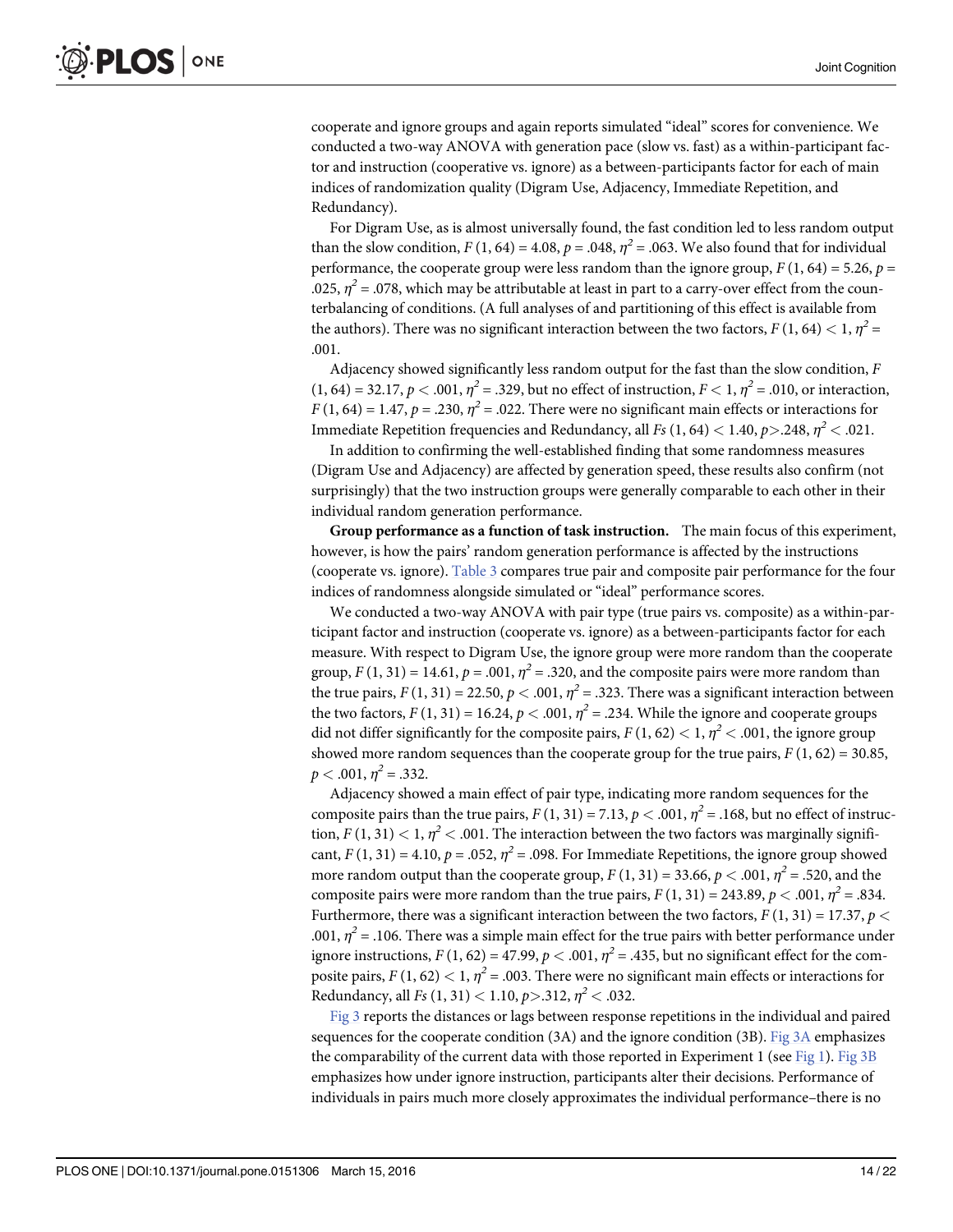cooperate and ignore groups and again reports simulated "ideal" scores for convenience. We conducted a two-way ANOVA with generation pace (slow vs. fast) as a within-participant factor and instruction (cooperative vs. ignore) as a between-participants factor for each of main indices of randomization quality (Digram Use, Adjacency, Immediate Repetition, and Redundancy).

For Digram Use, as is almost universally found, the fast condition led to less random output than the slow condition, $F(1, 64) = 4.08$, $p = .048$, $\eta^2 = .063$. We also found that for individual performance, the cooperate group were less random than the ignore group, $F(1, 64) = 5.26$, $p = .025$, $\eta^2 = .078$, which may be attributable at least in part to a carry-over effect from the counterbalancing of conditions. (A full analyses of and partitioning of this effect is available from the authors). There was no significant interaction between the two factors, $F(1, 64) < 1$, $\eta^2 = .001$.

Adjacency showed significantly less random output for the fast than the slow condition, $F(1, 64) = 32.17$, $p < .001$, $\eta^2 = .329$, but no effect of instruction, $F < 1$, $\eta^2 = .010$, or interaction, $F(1, 64) = 1.47$, $p = .230$, $\eta^2 = .022$. There were no significant main effects or interactions for Immediate Repetition frequencies and Redundancy, all $Fs(1, 64) < 1.40$, $p > .248$, $\eta^2 < .021$.

In addition to confirming the well-established finding that some randomness measures (Digram Use and Adjacency) are affected by generation speed, these results also confirm (not surprisingly) that the two instruction groups were generally comparable to each other in their individual random generation performance.

**Group performance as a function of task instruction.** The main focus of this experiment, however, is how the pairs' random generation performance is affected by the instructions (cooperate vs. ignore). Table 3 compares true pair and composite pair performance for the four indices of randomness alongside simulated or "ideal" performance scores.

We conducted a two-way ANOVA with pair type (true pairs vs. composite) as a within-participant factor and instruction (cooperate vs. ignore) as a between-participants factor for each measure. With respect to Digram Use, the ignore group were more random than the cooperate group, $F(1, 31) = 14.61$, $p = .001$, $\eta^2 = .320$, and the composite pairs were more random than the true pairs, $F(1, 31) = 22.50$, $p < .001$, $\eta^2 = .323$. There was a significant interaction between the two factors, $F(1, 31) = 16.24$, $p < .001$, $\eta^2 = .234$. While the ignore and cooperate groups did not differ significantly for the composite pairs, $F(1, 62) < 1$, $\eta^2 < .001$, the ignore group showed more random sequences than the cooperate group for the true pairs, $F(1, 62) = 30.85$, $p < .001$, $\eta^2 = .332$.

Adjacency showed a main effect of pair type, indicating more random sequences for the composite pairs than the true pairs, $F(1, 31) = 7.13$, $p < .001$, $\eta^2 = .168$, but no effect of instruction, $F(1, 31) < 1$, $\eta^2 < .001$. The interaction between the two factors was marginally significant, $F(1, 31) = 4.10$, $p = .052$, $\eta^2 = .098$. For Immediate Repetitions, the ignore group showed more random output than the cooperate group, $F(1, 31) = 33.66$, $p < .001$, $\eta^2 = .520$, and the composite pairs were more random than the true pairs, $F(1, 31) = 243.89$, $p < .001$, $\eta^2 = .834$. Furthermore, there was a significant interaction between the two factors, $F(1, 31) = 17.37$, $p < .001$, $\eta^2 = .106$. There was a simple main effect for the true pairs with better performance under ignore instructions, $F(1, 62) = 47.99$, $p < .001$, $\eta^2 = .435$, but no significant effect for the composite pairs, $F(1, 62) < 1$, $\eta^2 = .003$. There were no significant main effects or interactions for Redundancy, all $Fs(1, 31) < 1.10$, $p > .312$, $\eta^2 < .032$.

Fig 3 reports the distances or lags between response repetitions in the individual and paired sequences for the cooperate condition (3A) and the ignore condition (3B). Fig 3A emphasizes the comparability of the current data with those reported in Experiment 1 (see Fig 1). Fig 3B emphasizes how under ignore instruction, participants alter their decisions. Performance of individuals in pairs much more closely approximates the individual performance–there is no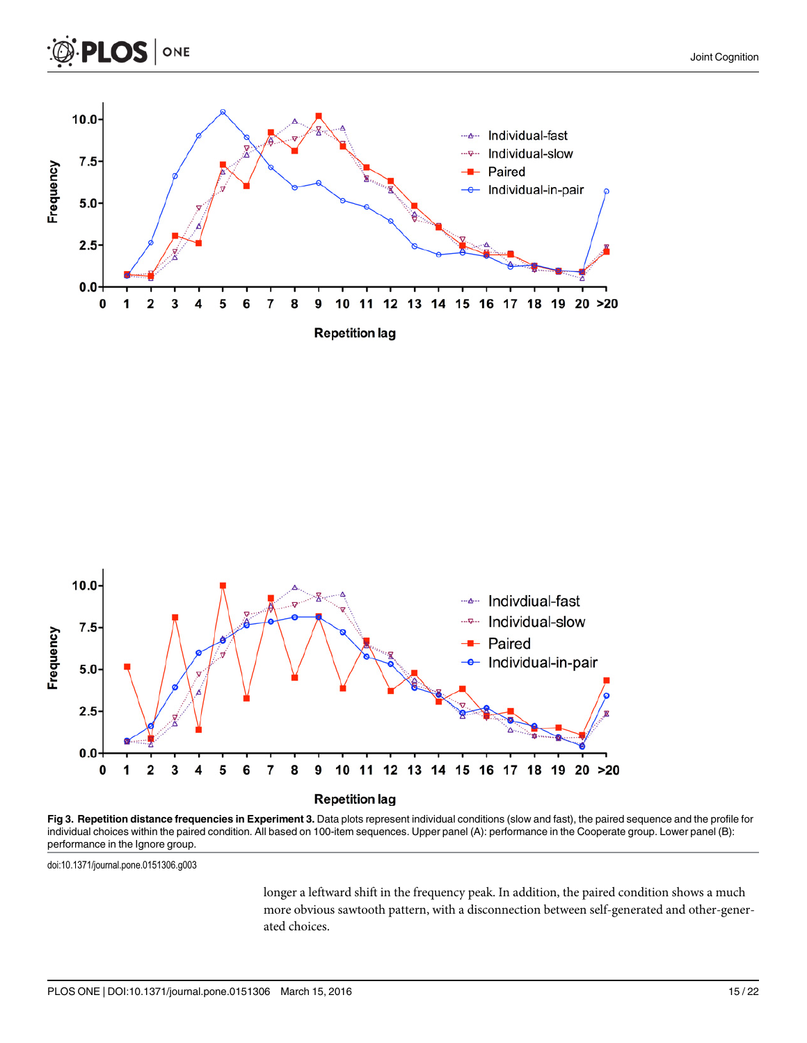10.0
7.5
5.0
2.5
0.0
Frequency
0 1 2 3 4 5 6 7 8 9 10 11 12 13 14 15 16 17 18 19 20 >20
Repetition lag
Individual-fast
Individual-slow
Paired
Individual-in-pair

10.0
7.5
5.0
2.5
0.0
Frequency
0 1 2 3 4 5 6 7 8 9 10 11 12 13 14 15 16 17 18 19 20 >20
Repetition lag
Indivdiual-fast
Individual-slow
Paired
Individual-in-pair

**Fig 3. Repetition distance frequencies in Experiment 3.** Data plots represent individual conditions (slow and fast), the paired sequence and the profile for individual choices within the paired condition. All based on 100-item sequences. Upper panel (A): performance in the Cooperate group. Lower panel (B): performance in the Ignore group.

doi:10.1371/journal.pone.0151306.g003

longer a leftward shift in the frequency peak. In addition, the paired condition shows a much more obvious sawtooth pattern, with a disconnection between self-generated and other-generated choices.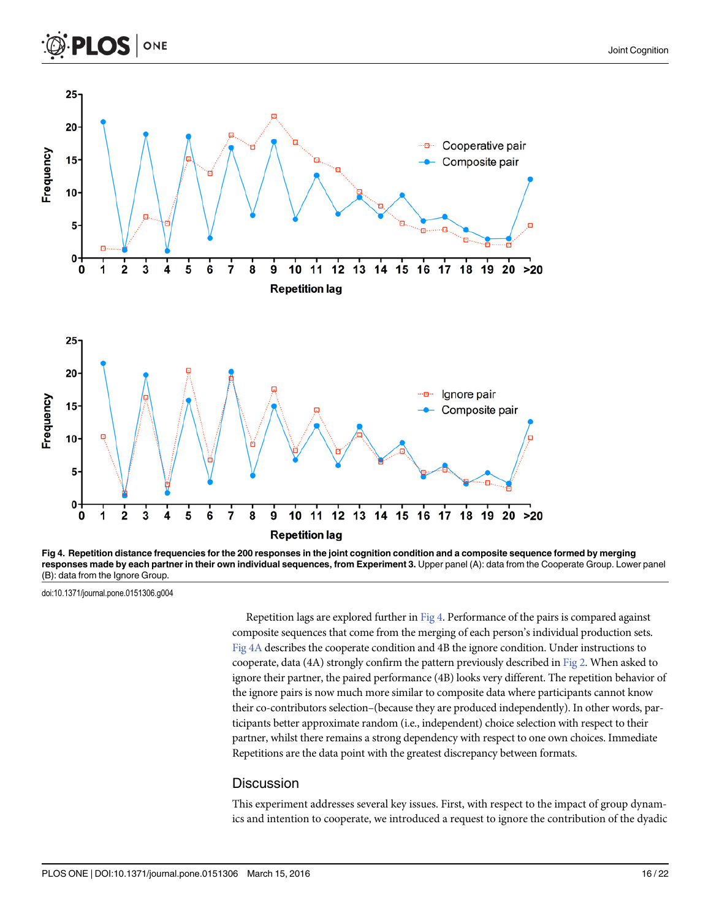25
20
15
10
5
0
Frequency
0 1 2 3 4 5 6 7 8 9 10 11 12 13 14 15 16 17 18 19 20 >20
Repetition lag
Cooperative pair
Composite pair

25
20
15
10
5
0
Frequency
0 1 2 3 4 5 6 7 8 9 10 11 12 13 14 15 16 17 18 19 20 >20
Repetition lag
Ignore pair
Composite pair

**Fig 4. Repetition distance frequencies for the 200 responses in the joint cognition condition and a composite sequence formed by merging responses made by each partner in their own individual sequences, from Experiment 3.** Upper panel (A): data from the Cooperate Group. Lower panel (B): data from the Ignore Group.

doi:10.1371/journal.pone.0151306.g004

Repetition lags are explored further in Fig 4. Performance of the pairs is compared against composite sequences that come from the merging of each person's individual production sets. Fig 4A describes the cooperate condition and 4B the ignore condition. Under instructions to cooperate, data (4A) strongly confirm the pattern previously described in Fig 2. When asked to ignore their partner, the paired performance (4B) looks very different. The repetition behavior of the ignore pairs is now much more similar to composite data where participants cannot know their co-contributors selection–(because they are produced independently). In other words, participants better approximate random (i.e., independent) choice selection with respect to their partner, whilst there remains a strong dependency with respect to one own choices. Immediate Repetitions are the data point with the greatest discrepancy between formats.

## Discussion

This experiment addresses several key issues. First, with respect to the impact of group dynamics and intention to cooperate, we introduced a request to ignore the contribution of the dyadic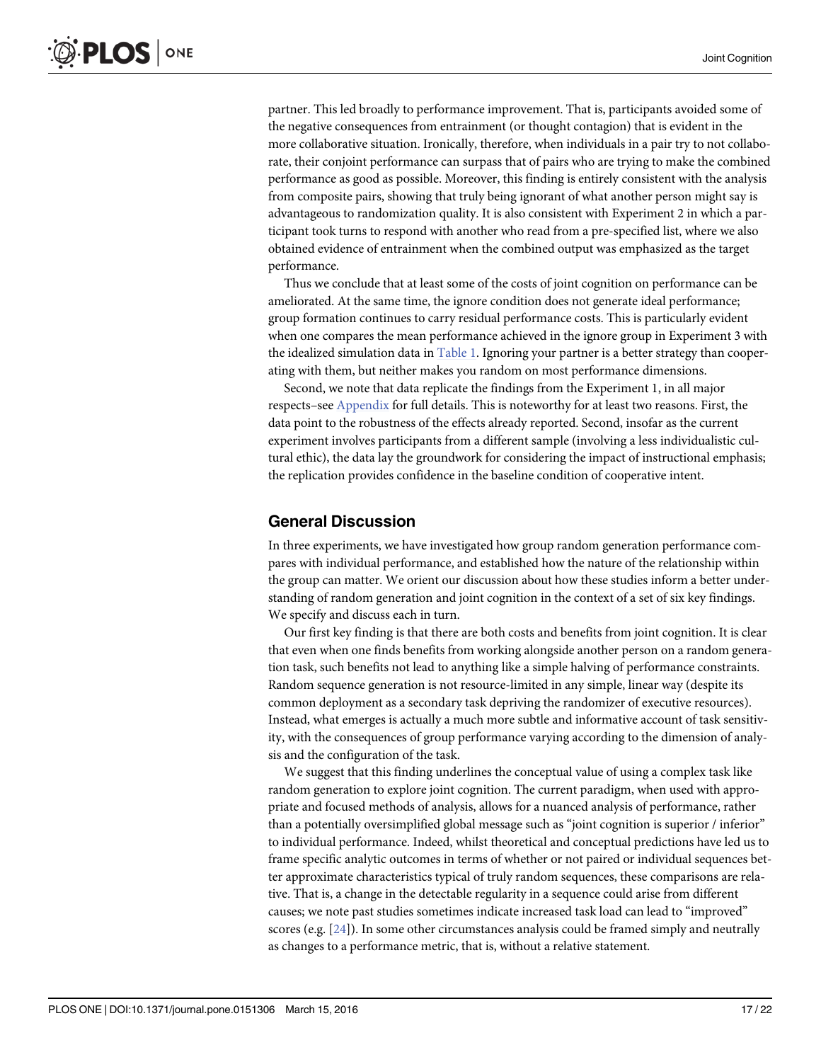partner. This led broadly to performance improvement. That is, participants avoided some of the negative consequences from entrainment (or thought contagion) that is evident in the more collaborative situation. Ironically, therefore, when individuals in a pair try to not collaborate, their conjoint performance can surpass that of pairs who are trying to make the combined performance as good as possible. Moreover, this finding is entirely consistent with the analysis from composite pairs, showing that truly being ignorant of what another person might say is advantageous to randomization quality. It is also consistent with Experiment 2 in which a participant took turns to respond with another who read from a pre-specified list, where we also obtained evidence of entrainment when the combined output was emphasized as the target performance.

Thus we conclude that at least some of the costs of joint cognition on performance can be ameliorated. At the same time, the ignore condition does not generate ideal performance; group formation continues to carry residual performance costs. This is particularly evident when one compares the mean performance achieved in the ignore group in Experiment 3 with the idealized simulation data in Table 1. Ignoring your partner is a better strategy than cooperating with them, but neither makes you random on most performance dimensions.

Second, we note that data replicate the findings from the Experiment 1, in all major respects–see Appendix for full details. This is noteworthy for at least two reasons. First, the data point to the robustness of the effects already reported. Second, insofar as the current experiment involves participants from a different sample (involving a less individualistic cultural ethic), the data lay the groundwork for considering the impact of instructional emphasis; the replication provides confidence in the baseline condition of cooperative intent.

## General Discussion

In three experiments, we have investigated how group random generation performance compares with individual performance, and established how the nature of the relationship within the group can matter. We orient our discussion about how these studies inform a better understanding of random generation and joint cognition in the context of a set of six key findings. We specify and discuss each in turn.

Our first key finding is that there are both costs and benefits from joint cognition. It is clear that even when one finds benefits from working alongside another person on a random generation task, such benefits not lead to anything like a simple halving of performance constraints. Random sequence generation is not resource-limited in any simple, linear way (despite its common deployment as a secondary task depriving the randomizer of executive resources). Instead, what emerges is actually a much more subtle and informative account of task sensitivity, with the consequences of group performance varying according to the dimension of analysis and the configuration of the task.

We suggest that this finding underlines the conceptual value of using a complex task like random generation to explore joint cognition. The current paradigm, when used with appropriate and focused methods of analysis, allows for a nuanced analysis of performance, rather than a potentially oversimplified global message such as "joint cognition is superior / inferior" to individual performance. Indeed, whilst theoretical and conceptual predictions have led us to frame specific analytic outcomes in terms of whether or not paired or individual sequences better approximate characteristics typical of truly random sequences, these comparisons are relative. That is, a change in the detectable regularity in a sequence could arise from different causes; we note past studies sometimes indicate increased task load can lead to "improved" scores (e.g. [24]). In some other circumstances analysis could be framed simply and neutrally as changes to a performance metric, that is, without a relative statement.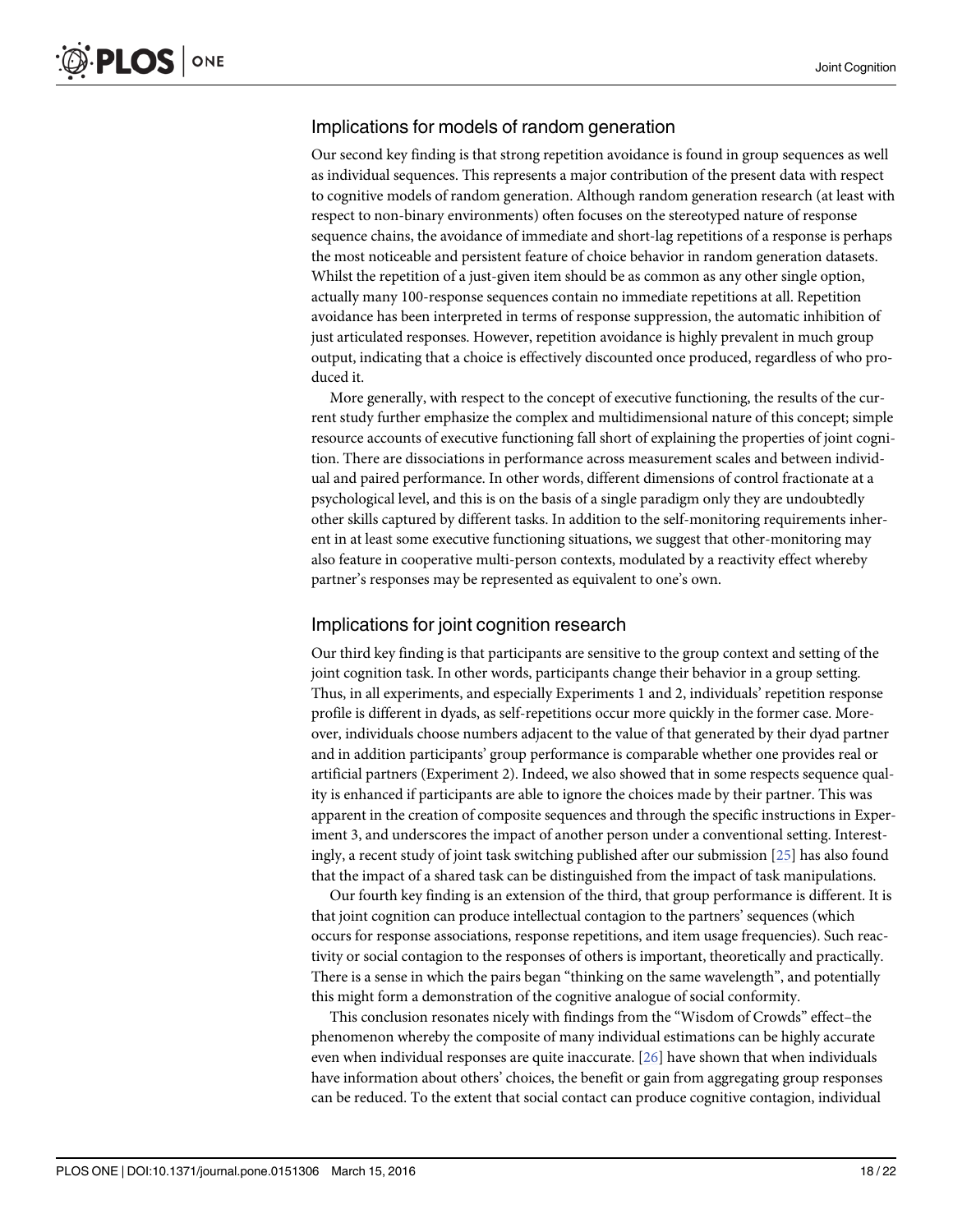## Implications for models of random generation

Our second key finding is that strong repetition avoidance is found in group sequences as well as individual sequences. This represents a major contribution of the present data with respect to cognitive models of random generation. Although random generation research (at least with respect to non-binary environments) often focuses on the stereotyped nature of response sequence chains, the avoidance of immediate and short-lag repetitions of a response is perhaps the most noticeable and persistent feature of choice behavior in random generation datasets. Whilst the repetition of a just-given item should be as common as any other single option, actually many 100-response sequences contain no immediate repetitions at all. Repetition avoidance has been interpreted in terms of response suppression, the automatic inhibition of just articulated responses. However, repetition avoidance is highly prevalent in much group output, indicating that a choice is effectively discounted once produced, regardless of who produced it.

More generally, with respect to the concept of executive functioning, the results of the current study further emphasize the complex and multidimensional nature of this concept; simple resource accounts of executive functioning fall short of explaining the properties of joint cognition. There are dissociations in performance across measurement scales and between individual and paired performance. In other words, different dimensions of control fractionate at a psychological level, and this is on the basis of a single paradigm only they are undoubtedly other skills captured by different tasks. In addition to the self-monitoring requirements inherent in at least some executive functioning situations, we suggest that other-monitoring may also feature in cooperative multi-person contexts, modulated by a reactivity effect whereby partner's responses may be represented as equivalent to one's own.

## Implications for joint cognition research

Our third key finding is that participants are sensitive to the group context and setting of the joint cognition task. In other words, participants change their behavior in a group setting. Thus, in all experiments, and especially Experiments 1 and 2, individuals' repetition response profile is different in dyads, as self-repetitions occur more quickly in the former case. Moreover, individuals choose numbers adjacent to the value of that generated by their dyad partner and in addition participants' group performance is comparable whether one provides real or artificial partners (Experiment 2). Indeed, we also showed that in some respects sequence quality is enhanced if participants are able to ignore the choices made by their partner. This was apparent in the creation of composite sequences and through the specific instructions in Experiment 3, and underscores the impact of another person under a conventional setting. Interestingly, a recent study of joint task switching published after our submission [25] has also found that the impact of a shared task can be distinguished from the impact of task manipulations.

Our fourth key finding is an extension of the third, that group performance is different. It is that joint cognition can produce intellectual contagion to the partners' sequences (which occurs for response associations, response repetitions, and item usage frequencies). Such reactivity or social contagion to the responses of others is important, theoretically and practically. There is a sense in which the pairs began "thinking on the same wavelength", and potentially this might form a demonstration of the cognitive analogue of social conformity.

This conclusion resonates nicely with findings from the "Wisdom of Crowds" effect–the phenomenon whereby the composite of many individual estimations can be highly accurate even when individual responses are quite inaccurate. [26] have shown that when individuals have information about others' choices, the benefit or gain from aggregating group responses can be reduced. To the extent that social contact can produce cognitive contagion, individual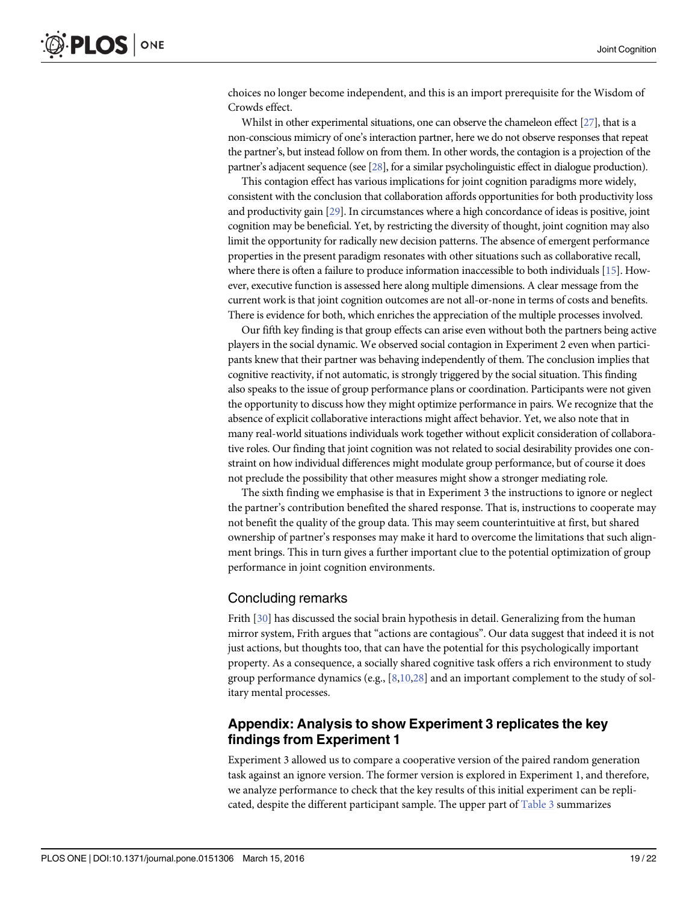choices no longer become independent, and this is an import prerequisite for the Wisdom of Crowds effect.

Whilst in other experimental situations, one can observe the chameleon effect [27], that is a non-conscious mimicry of one's interaction partner, here we do not observe responses that repeat the partner's, but instead follow on from them. In other words, the contagion is a projection of the partner's adjacent sequence (see [28], for a similar psycholinguistic effect in dialogue production).

This contagion effect has various implications for joint cognition paradigms more widely, consistent with the conclusion that collaboration affords opportunities for both productivity loss and productivity gain [29]. In circumstances where a high concordance of ideas is positive, joint cognition may be beneficial. Yet, by restricting the diversity of thought, joint cognition may also limit the opportunity for radically new decision patterns. The absence of emergent performance properties in the present paradigm resonates with other situations such as collaborative recall, where there is often a failure to produce information inaccessible to both individuals [15]. However, executive function is assessed here along multiple dimensions. A clear message from the current work is that joint cognition outcomes are not all-or-none in terms of costs and benefits. There is evidence for both, which enriches the appreciation of the multiple processes involved.

Our fifth key finding is that group effects can arise even without both the partners being active players in the social dynamic. We observed social contagion in Experiment 2 even when participants knew that their partner was behaving independently of them. The conclusion implies that cognitive reactivity, if not automatic, is strongly triggered by the social situation. This finding also speaks to the issue of group performance plans or coordination. Participants were not given the opportunity to discuss how they might optimize performance in pairs. We recognize that the absence of explicit collaborative interactions might affect behavior. Yet, we also note that in many real-world situations individuals work together without explicit consideration of collaborative roles. Our finding that joint cognition was not related to social desirability provides one constraint on how individual differences might modulate group performance, but of course it does not preclude the possibility that other measures might show a stronger mediating role.

The sixth finding we emphasise is that in Experiment 3 the instructions to ignore or neglect the partner's contribution benefited the shared response. That is, instructions to cooperate may not benefit the quality of the group data. This may seem counterintuitive at first, but shared ownership of partner's responses may make it hard to overcome the limitations that such alignment brings. This in turn gives a further important clue to the potential optimization of group performance in joint cognition environments.

## Concluding remarks

Frith [30] has discussed the social brain hypothesis in detail. Generalizing from the human mirror system, Frith argues that "actions are contagious". Our data suggest that indeed it is not just actions, but thoughts too, that can have the potential for this psychologically important property. As a consequence, a socially shared cognitive task offers a rich environment to study group performance dynamics (e.g., [8,10,28] and an important complement to the study of solitary mental processes.

## Appendix: Analysis to show Experiment 3 replicates the key findings from Experiment 1

Experiment 3 allowed us to compare a cooperative version of the paired random generation task against an ignore version. The former version is explored in Experiment 1, and therefore, we analyze performance to check that the key results of this initial experiment can be replicated, despite the different participant sample. The upper part of Table 3 summarizes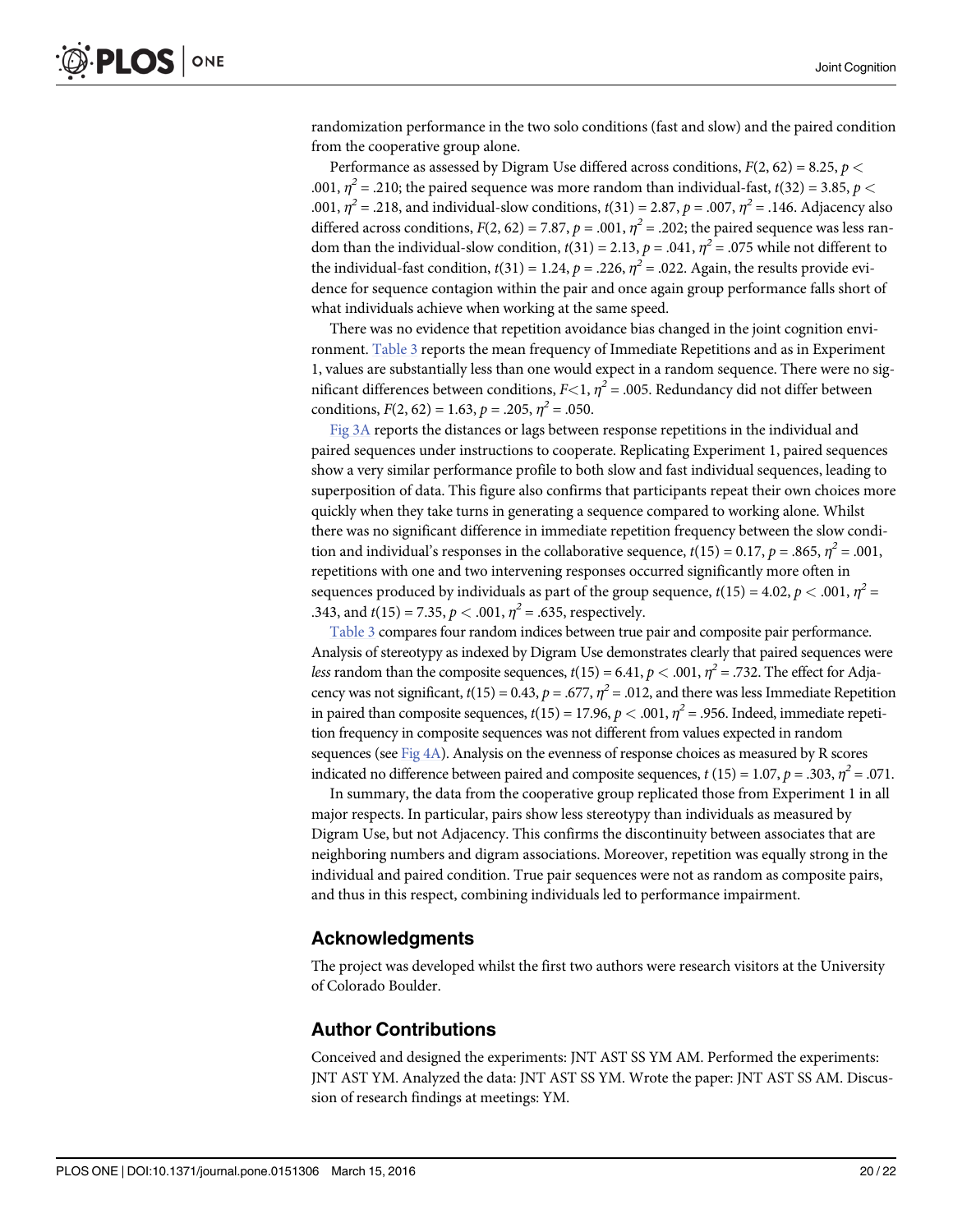randomization performance in the two solo conditions (fast and slow) and the paired condition from the cooperative group alone.

Performance as assessed by Digram Use differed across conditions, $F(2, 62) = 8.25$, $p < .001$, $\eta^2 = .210$; the paired sequence was more random than individual-fast, $t(32) = 3.85$, $p < .001$, $\eta^2 = .218$, and individual-slow conditions, $t(31) = 2.87$, $p = .007$, $\eta^2 = .146$. Adjacency also differed across conditions, $F(2, 62) = 7.87$, $p = .001$, $\eta^2 = .202$; the paired sequence was less random than the individual-slow condition, $t(31) = 2.13$, $p = .041$, $\eta^2 = .075$ while not different to the individual-fast condition, $t(31) = 1.24$, $p = .226$, $\eta^2 = .022$. Again, the results provide evidence for sequence contagion within the pair and once again group performance falls short of what individuals achieve when working at the same speed.

There was no evidence that repetition avoidance bias changed in the joint cognition environment. Table 3 reports the mean frequency of Immediate Repetitions and as in Experiment 1, values are substantially less than one would expect in a random sequence. There were no significant differences between conditions, $F<1$, $\eta^2 = .005$. Redundancy did not differ between conditions, $F(2, 62) = 1.63$, $p = .205$, $\eta^2 = .050$.

Fig 3A reports the distances or lags between response repetitions in the individual and paired sequences under instructions to cooperate. Replicating Experiment 1, paired sequences show a very similar performance profile to both slow and fast individual sequences, leading to superposition of data. This figure also confirms that participants repeat their own choices more quickly when they take turns in generating a sequence compared to working alone. Whilst there was no significant difference in immediate repetition frequency between the slow condition and individual's responses in the collaborative sequence, $t(15) = 0.17$, $p = .865$, $\eta^2 = .001$, repetitions with one and two intervening responses occurred significantly more often in sequences produced by individuals as part of the group sequence, $t(15) = 4.02$, $p < .001$, $\eta^2 = .343$, and $t(15) = 7.35$, $p < .001$, $\eta^2 = .635$, respectively.

Table 3 compares four random indices between true pair and composite pair performance. Analysis of stereotypy as indexed by Digram Use demonstrates clearly that paired sequences were *less* random than the composite sequences, $t(15) = 6.41$, $p < .001$, $\eta^2 = .732$. The effect for Adjacency was not significant, $t(15) = 0.43$, $p = .677$, $\eta^2 = .012$, and there was less Immediate Repetition in paired than composite sequences, $t(15) = 17.96$, $p < .001$, $\eta^2 = .956$. Indeed, immediate repetition frequency in composite sequences was not different from values expected in random sequences (see Fig 4A). Analysis on the evenness of response choices as measured by R scores indicated no difference between paired and composite sequences, $t\ (15) = 1.07$, $p = .303$, $\eta^2 = .071$.

In summary, the data from the cooperative group replicated those from Experiment 1 in all major respects. In particular, pairs show less stereotypy than individuals as measured by Digram Use, but not Adjacency. This confirms the discontinuity between associates that are neighboring numbers and digram associations. Moreover, repetition was equally strong in the individual and paired condition. True pair sequences were not as random as composite pairs, and thus in this respect, combining individuals led to performance impairment.

## Acknowledgments

The project was developed whilst the first two authors were research visitors at the University of Colorado Boulder.

## Author Contributions

Conceived and designed the experiments: JNT AST SS YM AM. Performed the experiments: JNT AST YM. Analyzed the data: JNT AST SS YM. Wrote the paper: JNT AST SS AM. Discussion of research findings at meetings: YM.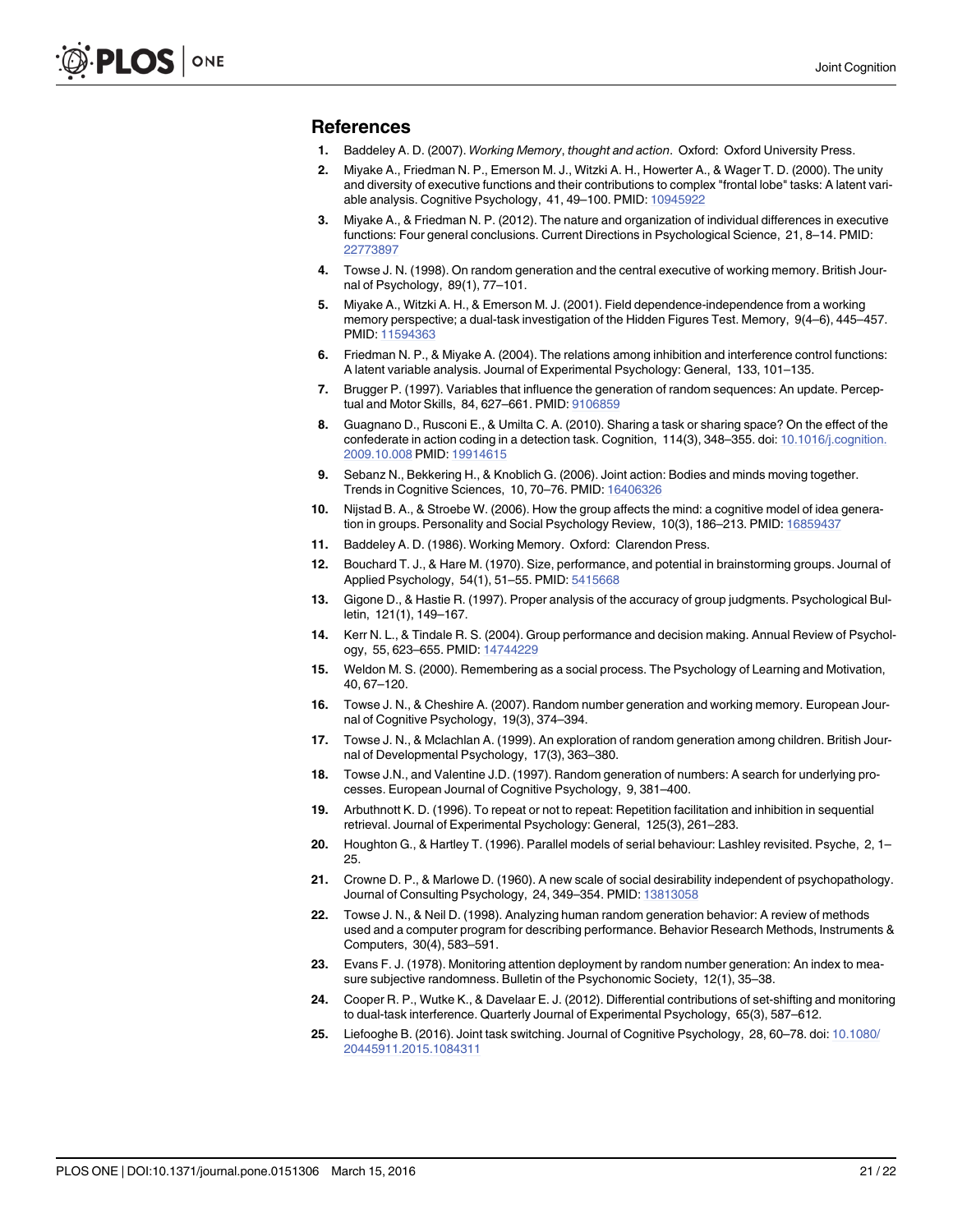## References

1. Baddeley A. D. (2007). *Working Memory, thought and action*. Oxford: Oxford University Press.
2. Miyake A., Friedman N. P., Emerson M. J., Witzki A. H., Howerter A., & Wager T. D. (2000). The unity and diversity of executive functions and their contributions to complex "frontal lobe" tasks: A latent variable analysis. Cognitive Psychology, 41, 49–100. PMID: 10945922
3. Miyake A., & Friedman N. P. (2012). The nature and organization of individual differences in executive functions: Four general conclusions. Current Directions in Psychological Science, 21, 8–14. PMID: 22773897
4. Towse J. N. (1998). On random generation and the central executive of working memory. British Journal of Psychology, 89(1), 77–101.
5. Miyake A., Witzki A. H., & Emerson M. J. (2001). Field dependence-independence from a working memory perspective; a dual-task investigation of the Hidden Figures Test. Memory, 9(4–6), 445–457. PMID: 11594363
6. Friedman N. P., & Miyake A. (2004). The relations among inhibition and interference control functions: A latent variable analysis. Journal of Experimental Psychology: General, 133, 101–135.
7. Brugger P. (1997). Variables that influence the generation of random sequences: An update. Perceptual and Motor Skills, 84, 627–661. PMID: 9106859
8. Guagnano D., Rusconi E., & Umilta C. A. (2010). Sharing a task or sharing space? On the effect of the confederate in action coding in a detection task. Cognition, 114(3), 348–355. doi: 10.1016/j.cognition.2009.10.008 PMID: 19914615
9. Sebanz N., Bekkering H., & Knoblich G. (2006). Joint action: Bodies and minds moving together. Trends in Cognitive Sciences, 10, 70–76. PMID: 16406326
10. Nijstad B. A., & Stroebe W. (2006). How the group affects the mind: a cognitive model of idea generation in groups. Personality and Social Psychology Review, 10(3), 186–213. PMID: 16859437
11. Baddeley A. D. (1986). Working Memory. Oxford: Clarendon Press.
12. Bouchard T. J., & Hare M. (1970). Size, performance, and potential in brainstorming groups. Journal of Applied Psychology, 54(1), 51–55. PMID: 5415668
13. Gigone D., & Hastie R. (1997). Proper analysis of the accuracy of group judgments. Psychological Bulletin, 121(1), 149–167.
14. Kerr N. L., & Tindale R. S. (2004). Group performance and decision making. Annual Review of Psychology, 55, 623–655. PMID: 14744229
15. Weldon M. S. (2000). Remembering as a social process. The Psychology of Learning and Motivation, 40, 67–120.
16. Towse J. N., & Cheshire A. (2007). Random number generation and working memory. European Journal of Cognitive Psychology, 19(3), 374–394.
17. Towse J. N., & Mclachlan A. (1999). An exploration of random generation among children. British Journal of Developmental Psychology, 17(3), 363–380.
18. Towse J.N., and Valentine J.D. (1997). Random generation of numbers: A search for underlying processes. European Journal of Cognitive Psychology, 9, 381–400.
19. Arbuthnott K. D. (1996). To repeat or not to repeat: Repetition facilitation and inhibition in sequential retrieval. Journal of Experimental Psychology: General, 125(3), 261–283.
20. Houghton G., & Hartley T. (1996). Parallel models of serial behaviour: Lashley revisited. Psyche, 2, 1–25.
21. Crowne D. P., & Marlowe D. (1960). A new scale of social desirability independent of psychopathology. Journal of Consulting Psychology, 24, 349–354. PMID: 13813058
22. Towse J. N., & Neil D. (1998). Analyzing human random generation behavior: A review of methods used and a computer program for describing performance. Behavior Research Methods, Instruments & Computers, 30(4), 583–591.
23. Evans F. J. (1978). Monitoring attention deployment by random number generation: An index to measure subjective randomness. Bulletin of the Psychonomic Society, 12(1), 35–38.
24. Cooper R. P., Wutke K., & Davelaar E. J. (2012). Differential contributions of set-shifting and monitoring to dual-task interference. Quarterly Journal of Experimental Psychology, 65(3), 587–612.
25. Liefooghe B. (2016). Joint task switching. Journal of Cognitive Psychology, 28, 60–78. doi: 10.1080/20445911.2015.1084311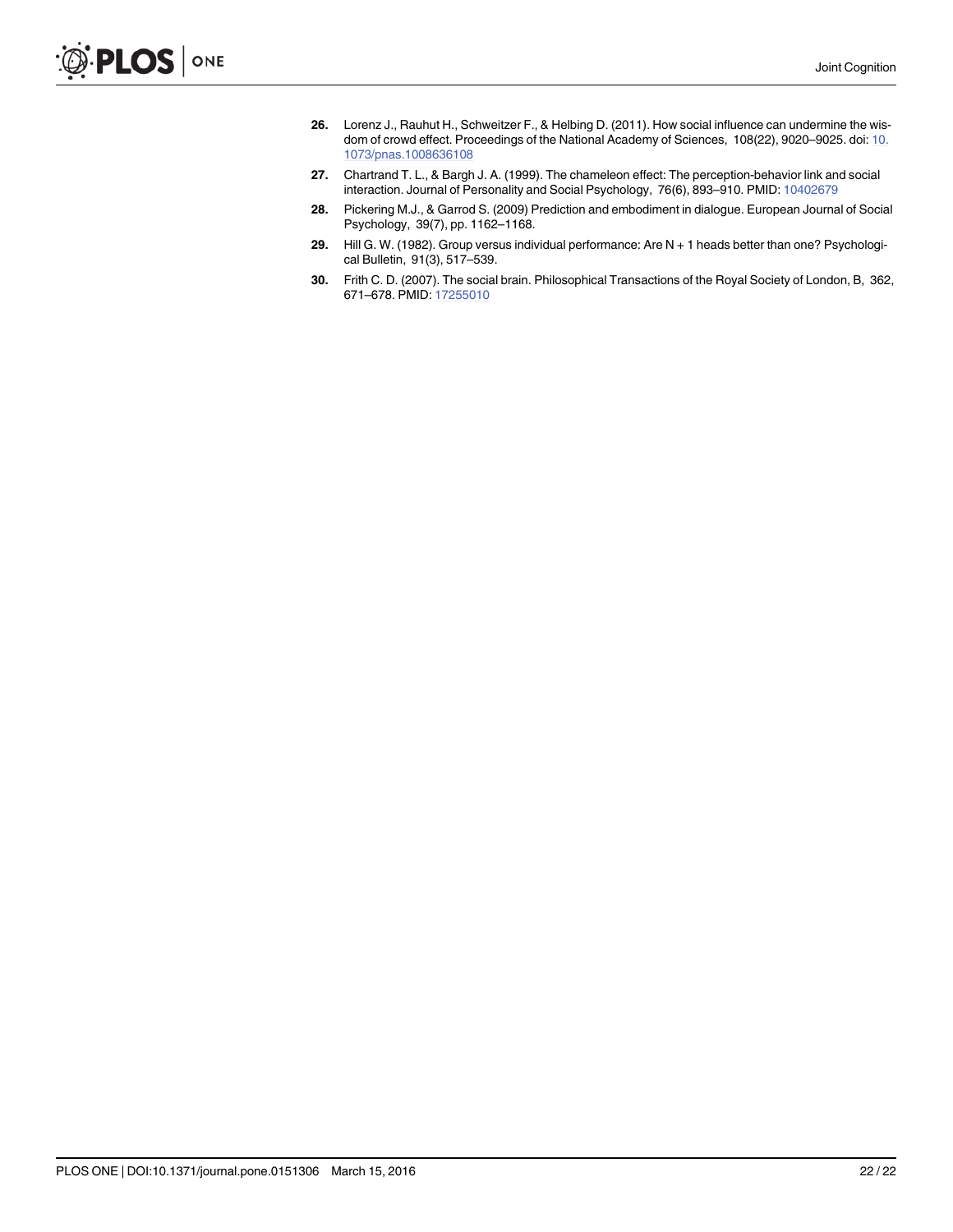26. Lorenz J., Rauhut H., Schweitzer F., & Helbing D. (2011). How social influence can undermine the wisdom of crowd effect. Proceedings of the National Academy of Sciences, 108(22), 9020–9025. doi: 10.1073/pnas.1008636108

27. Chartrand T. L., & Bargh J. A. (1999). The chameleon effect: The perception-behavior link and social interaction. Journal of Personality and Social Psychology, 76(6), 893–910. PMID: 10402679

28. Pickering M.J., & Garrod S. (2009) Prediction and embodiment in dialogue. European Journal of Social Psychology, 39(7), pp. 1162–1168.

29. Hill G. W. (1982). Group versus individual performance: Are N + 1 heads better than one? Psychological Bulletin, 91(3), 517–539.

30. Frith C. D. (2007). The social brain. Philosophical Transactions of the Royal Society of London, B, 362, 671–678. PMID: 17255010